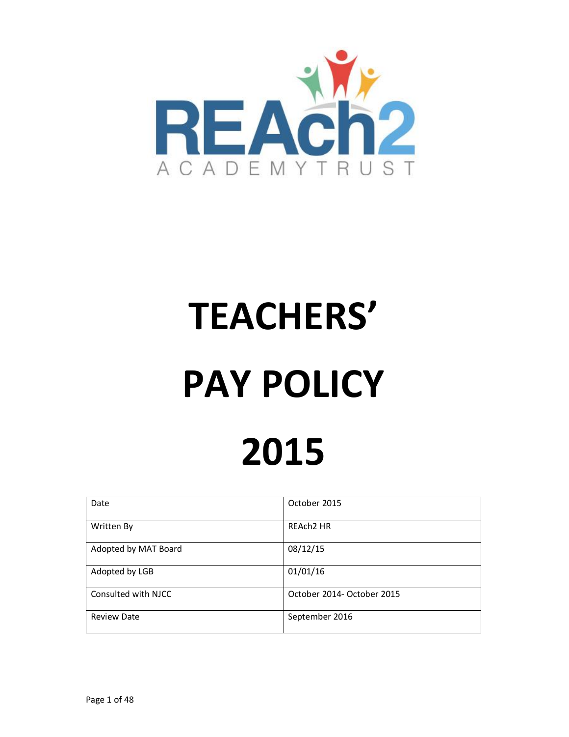REAch2 ACADEMY TRUST

# TEACHERS' PAY POLICY 2015

| Date | October 2015 |
|---|---|
| Written By | REAch2 HR |
| Adopted by MAT Board | 08/12/15 |
| Adopted by LGB | 01/01/16 |
| Consulted with NJCC | October 2014- October 2015 |
| Review Date | September 2016 |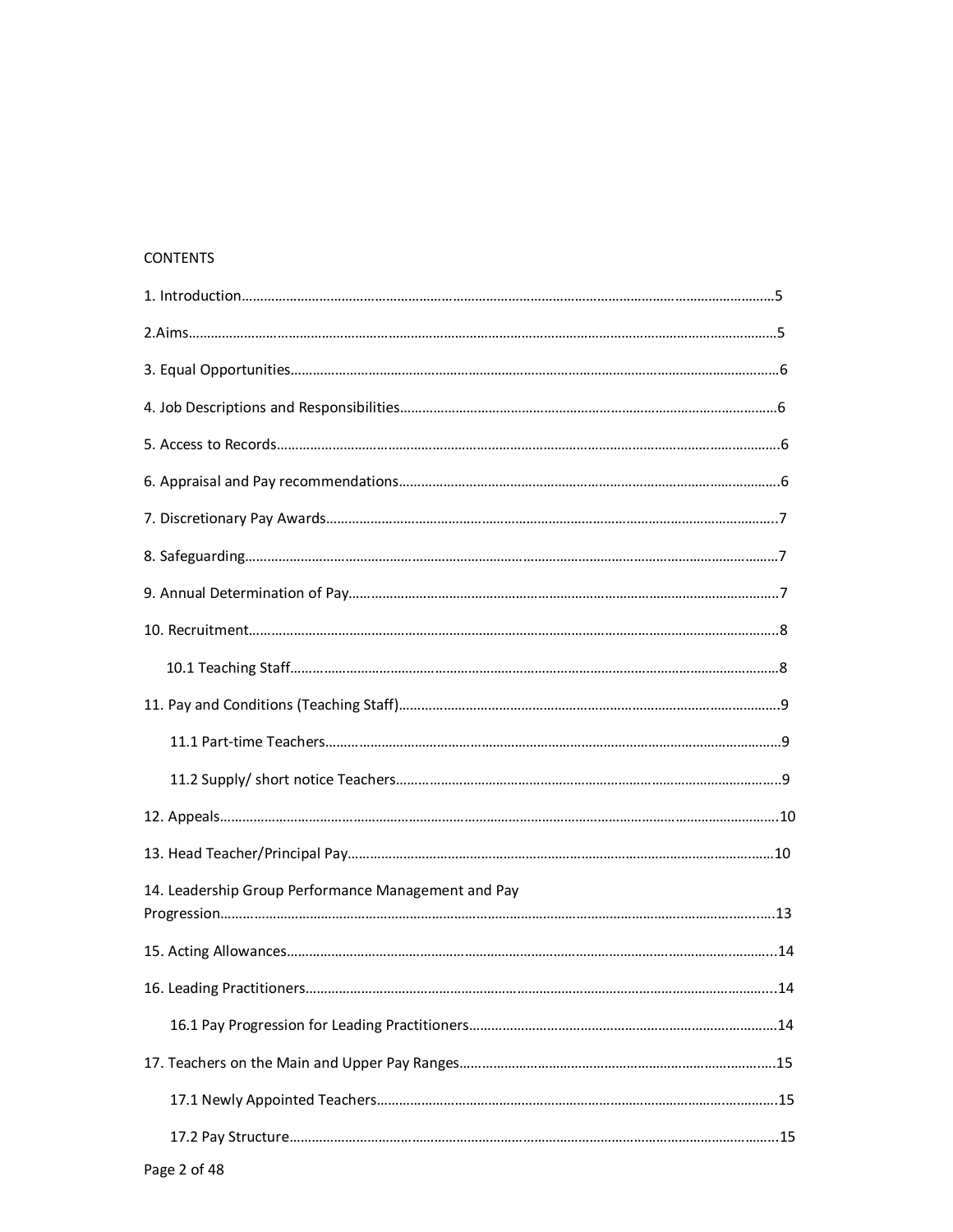CONTENTS

1. Introduction……………………………………………………………………………………………5

2.Aims……………………………………………………………………………………………………5

3. Equal Opportunities……………………………………………………………………………………6

4. Job Descriptions and Responsibilities……………………………………………………………6

5. Access to Records………………………………………………………………………………………6

6. Appraisal and Pay recommendations………………………………………………………………6

7. Discretionary Pay Awards……………………………………………………………………………7

8. Safeguarding…………………………………………………………………………………………7

9. Annual Determination of Pay…………………………………………………………………………7

10. Recruitment……………………………………………………………………………………………8

   10.1 Teaching Staff……………………………………………………………………………………8

11. Pay and Conditions (Teaching Staff)………………………………………………………………9

   11.1 Part-time Teachers………………………………………………………………………………9

   11.2 Supply/ short notice Teachers…………………………………………………………………9

12. Appeals………………………………………………………………………………………………10

13. Head Teacher/Principal Pay…………………………………………………………………………10

14. Leadership Group Performance Management and Pay Progression……………………………………………………………………………………………13

15. Acting Allowances……………………………………………………………………………………14

16. Leading Practitioners…………………………………………………………………………………14

   16.1 Pay Progression for Leading Practitioners……………………………………………………14

17. Teachers on the Main and Upper Pay Ranges……………………………………………………15

   17.1 Newly Appointed Teachers……………………………………………………………………15

   17.2 Pay Structure……………………………………………………………………………………15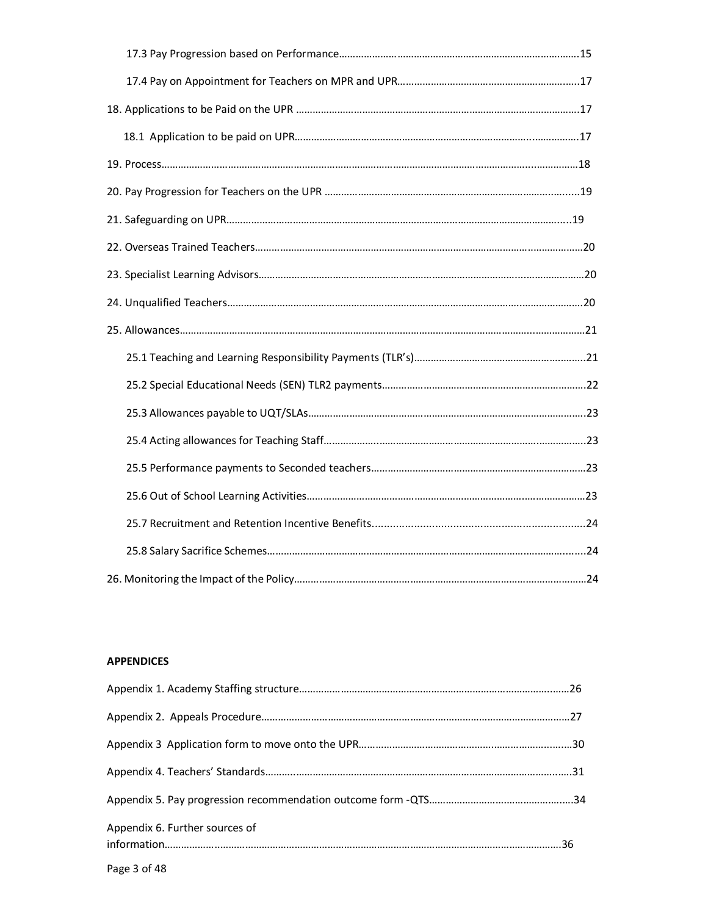17.3 Pay Progression based on Performance.......................................................................................15

17.4 Pay on Appointment for Teachers on MPR and UPR.................................................................17

18. Applications to be Paid on the UPR .......................................................................................................17

18.1 Application to be paid on UPR.........................................................................................................17

19. Process........................................................................................................................................................18

20. Pay Progression for Teachers on the UPR ...........................................................................................19

21. Safeguarding on UPR...............................................................................................................................19

22. Overseas Trained Teachers.....................................................................................................................20

23. Specialist Learning Advisors....................................................................................................................20

24. Unqualified Teachers...............................................................................................................................20

25. Allowances................................................................................................................................................21

25.1 Teaching and Learning Responsibility Payments (TLR's)...............................................................21

25.2 Special Educational Needs (SEN) TLR2 payments..........................................................................22

25.3 Allowances payable to UQT/SLAs......................................................................................................23

25.4 Acting allowances for Teaching Staff..................................................................................................23

25.5 Performance payments to Seconded teachers..................................................................................23

25.6 Out of School Learning Activities........................................................................................................23

25.7 Recruitment and Retention Incentive Benefits...................................................................................24

25.8 Salary Sacrifice Schemes.....................................................................................................................24

26. Monitoring the Impact of the Policy.........................................................................................................24

**APPENDICES**

Appendix 1. Academy Staffing structure.......................................................................................................26

Appendix 2. Appeals Procedure.....................................................................................................................27

Appendix 3 Application form to move onto the UPR...................................................................................30

Appendix 4. Teachers' Standards....................................................................................................................31

Appendix 5. Pay progression recommendation outcome form -QTS..........................................................34

Appendix 6. Further sources of information...................................................................................................36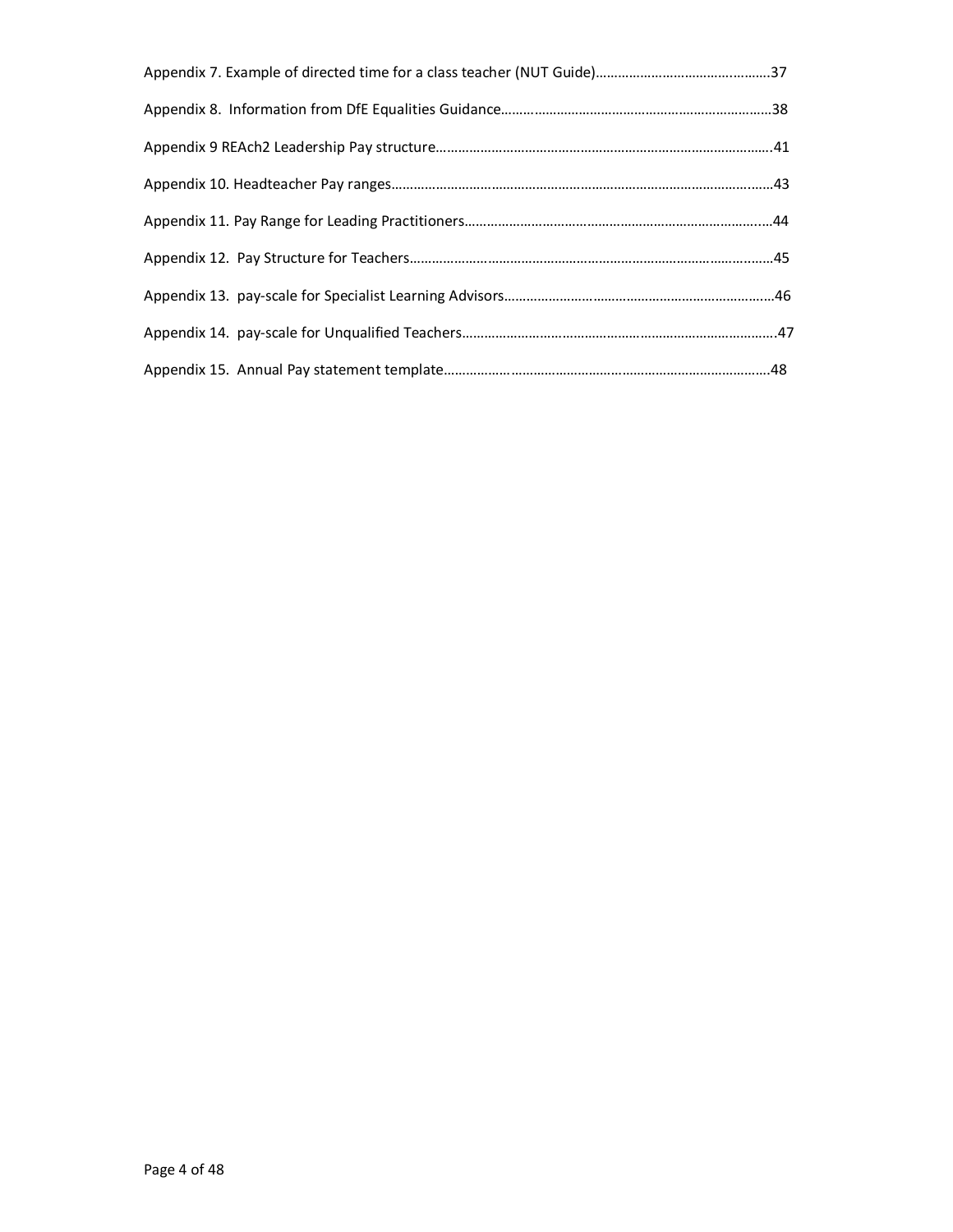Appendix 7. Example of directed time for a class teacher (NUT Guide)……………………………………….37

Appendix 8. Information from DfE Equalities Guidance………………………………………………………………38

Appendix 9 REAch2 Leadership Pay structure……………………………………………………………………………….41

Appendix 10. Headteacher Pay ranges…………………………………………………………………………………………43

Appendix 11. Pay Range for Leading Practitioners………………………………………………………………………44

Appendix 12. Pay Structure for Teachers……………………………………………………………………………………45

Appendix 13. pay-scale for Specialist Learning Advisors……………………………………………………………46

Appendix 14. pay-scale for Unqualified Teachers……………………………………………………………………….47

Appendix 15. Annual Pay statement template……………………………………………………………………………48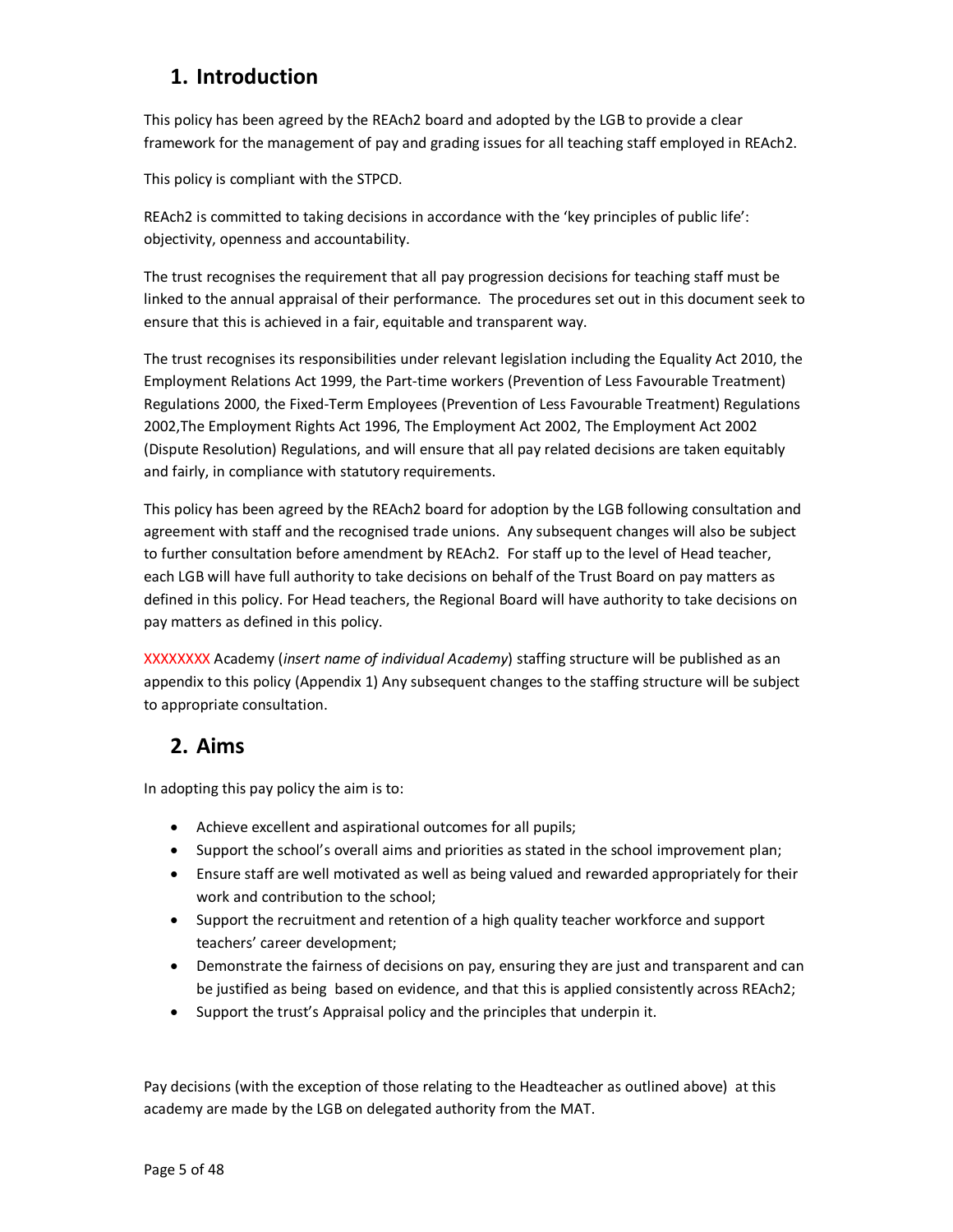## 1. Introduction

This policy has been agreed by the REAch2 board and adopted by the LGB to provide a clear framework for the management of pay and grading issues for all teaching staff employed in REAch2.

This policy is compliant with the STPCD.

REAch2 is committed to taking decisions in accordance with the 'key principles of public life': objectivity, openness and accountability.

The trust recognises the requirement that all pay progression decisions for teaching staff must be linked to the annual appraisal of their performance. The procedures set out in this document seek to ensure that this is achieved in a fair, equitable and transparent way.

The trust recognises its responsibilities under relevant legislation including the Equality Act 2010, the Employment Relations Act 1999, the Part-time workers (Prevention of Less Favourable Treatment) Regulations 2000, the Fixed-Term Employees (Prevention of Less Favourable Treatment) Regulations 2002,The Employment Rights Act 1996, The Employment Act 2002, The Employment Act 2002 (Dispute Resolution) Regulations, and will ensure that all pay related decisions are taken equitably and fairly, in compliance with statutory requirements.

This policy has been agreed by the REAch2 board for adoption by the LGB following consultation and agreement with staff and the recognised trade unions. Any subsequent changes will also be subject to further consultation before amendment by REAch2. For staff up to the level of Head teacher, each LGB will have full authority to take decisions on behalf of the Trust Board on pay matters as defined in this policy. For Head teachers, the Regional Board will have authority to take decisions on pay matters as defined in this policy.

XXXXXXXX Academy (*insert name of individual Academy*) staffing structure will be published as an appendix to this policy (Appendix 1) Any subsequent changes to the staffing structure will be subject to appropriate consultation.

## 2. Aims

In adopting this pay policy the aim is to:

- Achieve excellent and aspirational outcomes for all pupils;
- Support the school's overall aims and priorities as stated in the school improvement plan;
- Ensure staff are well motivated as well as being valued and rewarded appropriately for their work and contribution to the school;
- Support the recruitment and retention of a high quality teacher workforce and support teachers' career development;
- Demonstrate the fairness of decisions on pay, ensuring they are just and transparent and can be justified as being based on evidence, and that this is applied consistently across REAch2;
- Support the trust's Appraisal policy and the principles that underpin it.

Pay decisions (with the exception of those relating to the Headteacher as outlined above) at this academy are made by the LGB on delegated authority from the MAT.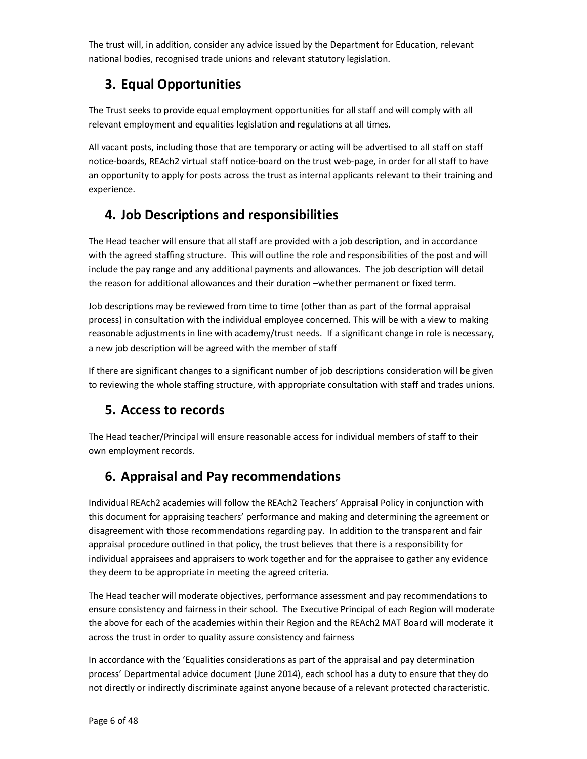The trust will, in addition, consider any advice issued by the Department for Education, relevant national bodies, recognised trade unions and relevant statutory legislation.

## 3. Equal Opportunities

The Trust seeks to provide equal employment opportunities for all staff and will comply with all relevant employment and equalities legislation and regulations at all times.

All vacant posts, including those that are temporary or acting will be advertised to all staff on staff notice-boards, REAch2 virtual staff notice-board on the trust web-page, in order for all staff to have an opportunity to apply for posts across the trust as internal applicants relevant to their training and experience.

## 4. Job Descriptions and responsibilities

The Head teacher will ensure that all staff are provided with a job description, and in accordance with the agreed staffing structure. This will outline the role and responsibilities of the post and will include the pay range and any additional payments and allowances. The job description will detail the reason for additional allowances and their duration –whether permanent or fixed term.

Job descriptions may be reviewed from time to time (other than as part of the formal appraisal process) in consultation with the individual employee concerned. This will be with a view to making reasonable adjustments in line with academy/trust needs. If a significant change in role is necessary, a new job description will be agreed with the member of staff

If there are significant changes to a significant number of job descriptions consideration will be given to reviewing the whole staffing structure, with appropriate consultation with staff and trades unions.

## 5. Access to records

The Head teacher/Principal will ensure reasonable access for individual members of staff to their own employment records.

## 6. Appraisal and Pay recommendations

Individual REAch2 academies will follow the REAch2 Teachers' Appraisal Policy in conjunction with this document for appraising teachers' performance and making and determining the agreement or disagreement with those recommendations regarding pay. In addition to the transparent and fair appraisal procedure outlined in that policy, the trust believes that there is a responsibility for individual appraisees and appraisers to work together and for the appraisee to gather any evidence they deem to be appropriate in meeting the agreed criteria.

The Head teacher will moderate objectives, performance assessment and pay recommendations to ensure consistency and fairness in their school. The Executive Principal of each Region will moderate the above for each of the academies within their Region and the REAch2 MAT Board will moderate it across the trust in order to quality assure consistency and fairness

In accordance with the 'Equalities considerations as part of the appraisal and pay determination process' Departmental advice document (June 2014), each school has a duty to ensure that they do not directly or indirectly discriminate against anyone because of a relevant protected characteristic.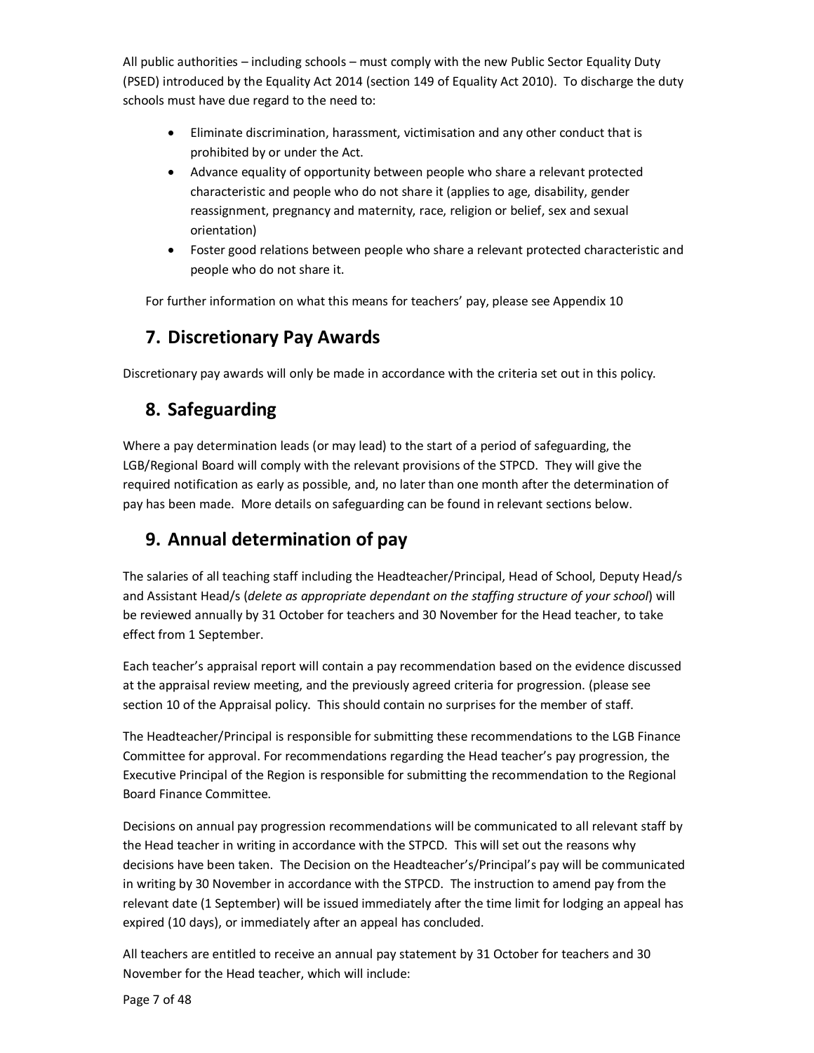All public authorities – including schools – must comply with the new Public Sector Equality Duty (PSED) introduced by the Equality Act 2014 (section 149 of Equality Act 2010). To discharge the duty schools must have due regard to the need to:

- Eliminate discrimination, harassment, victimisation and any other conduct that is prohibited by or under the Act.
- Advance equality of opportunity between people who share a relevant protected characteristic and people who do not share it (applies to age, disability, gender reassignment, pregnancy and maternity, race, religion or belief, sex and sexual orientation)
- Foster good relations between people who share a relevant protected characteristic and people who do not share it.

For further information on what this means for teachers' pay, please see Appendix 10

## 7. Discretionary Pay Awards

Discretionary pay awards will only be made in accordance with the criteria set out in this policy.

## 8. Safeguarding

Where a pay determination leads (or may lead) to the start of a period of safeguarding, the LGB/Regional Board will comply with the relevant provisions of the STPCD. They will give the required notification as early as possible, and, no later than one month after the determination of pay has been made. More details on safeguarding can be found in relevant sections below.

## 9. Annual determination of pay

The salaries of all teaching staff including the Headteacher/Principal, Head of School, Deputy Head/s and Assistant Head/s (*delete as appropriate dependant on the staffing structure of your school*) will be reviewed annually by 31 October for teachers and 30 November for the Head teacher, to take effect from 1 September.

Each teacher's appraisal report will contain a pay recommendation based on the evidence discussed at the appraisal review meeting, and the previously agreed criteria for progression. (please see section 10 of the Appraisal policy. This should contain no surprises for the member of staff.

The Headteacher/Principal is responsible for submitting these recommendations to the LGB Finance Committee for approval. For recommendations regarding the Head teacher's pay progression, the Executive Principal of the Region is responsible for submitting the recommendation to the Regional Board Finance Committee.

Decisions on annual pay progression recommendations will be communicated to all relevant staff by the Head teacher in writing in accordance with the STPCD. This will set out the reasons why decisions have been taken. The Decision on the Headteacher's/Principal's pay will be communicated in writing by 30 November in accordance with the STPCD. The instruction to amend pay from the relevant date (1 September) will be issued immediately after the time limit for lodging an appeal has expired (10 days), or immediately after an appeal has concluded.

All teachers are entitled to receive an annual pay statement by 31 October for teachers and 30 November for the Head teacher, which will include: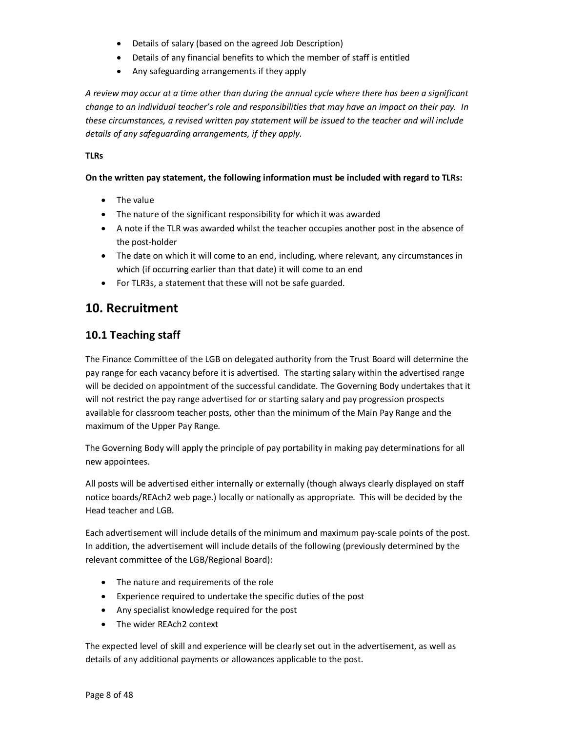- Details of salary (based on the agreed Job Description)
- Details of any financial benefits to which the member of staff is entitled
- Any safeguarding arrangements if they apply

*A review may occur at a time other than during the annual cycle where there has been a significant change to an individual teacher's role and responsibilities that may have an impact on their pay. In these circumstances, a revised written pay statement will be issued to the teacher and will include details of any safeguarding arrangements, if they apply.*

**TLRs**

**On the written pay statement, the following information must be included with regard to TLRs:**

- The value
- The nature of the significant responsibility for which it was awarded
- A note if the TLR was awarded whilst the teacher occupies another post in the absence of the post-holder
- The date on which it will come to an end, including, where relevant, any circumstances in which (if occurring earlier than that date) it will come to an end
- For TLR3s, a statement that these will not be safe guarded.

# 10. Recruitment

## 10.1 Teaching staff

The Finance Committee of the LGB on delegated authority from the Trust Board will determine the pay range for each vacancy before it is advertised. The starting salary within the advertised range will be decided on appointment of the successful candidate. The Governing Body undertakes that it will not restrict the pay range advertised for or starting salary and pay progression prospects available for classroom teacher posts, other than the minimum of the Main Pay Range and the maximum of the Upper Pay Range.

The Governing Body will apply the principle of pay portability in making pay determinations for all new appointees.

All posts will be advertised either internally or externally (though always clearly displayed on staff notice boards/REAch2 web page.) locally or nationally as appropriate. This will be decided by the Head teacher and LGB.

Each advertisement will include details of the minimum and maximum pay-scale points of the post. In addition, the advertisement will include details of the following (previously determined by the relevant committee of the LGB/Regional Board):

- The nature and requirements of the role
- Experience required to undertake the specific duties of the post
- Any specialist knowledge required for the post
- The wider REAch2 context

The expected level of skill and experience will be clearly set out in the advertisement, as well as details of any additional payments or allowances applicable to the post.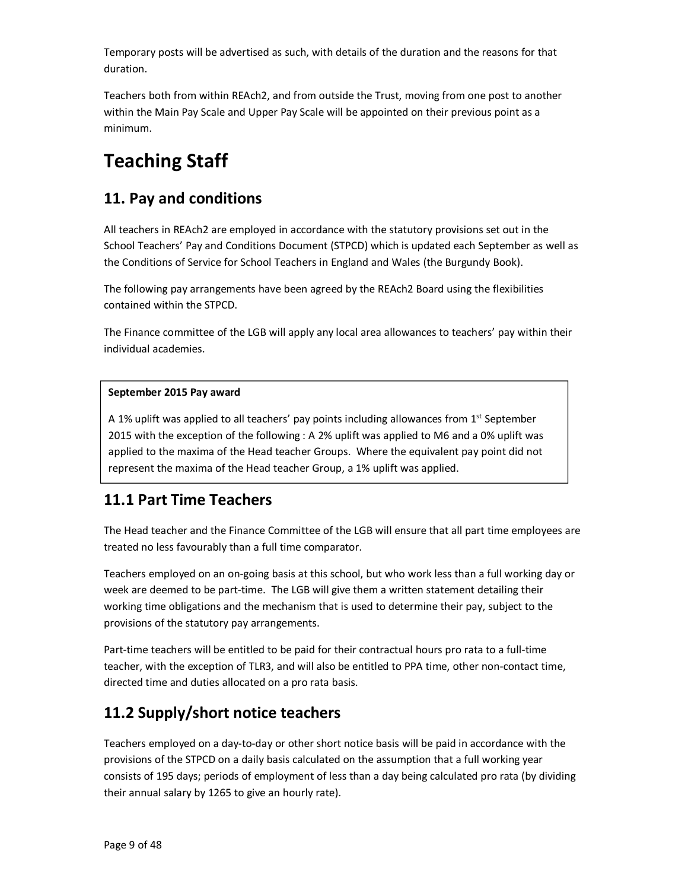Temporary posts will be advertised as such, with details of the duration and the reasons for that duration.

Teachers both from within REAch2, and from outside the Trust, moving from one post to another within the Main Pay Scale and Upper Pay Scale will be appointed on their previous point as a minimum.

# Teaching Staff

## 11. Pay and conditions

All teachers in REAch2 are employed in accordance with the statutory provisions set out in the School Teachers' Pay and Conditions Document (STPCD) which is updated each September as well as the Conditions of Service for School Teachers in England and Wales (the Burgundy Book).

The following pay arrangements have been agreed by the REAch2 Board using the flexibilities contained within the STPCD.

The Finance committee of the LGB will apply any local area allowances to teachers' pay within their individual academies.

**September 2015 Pay award**

A 1% uplift was applied to all teachers' pay points including allowances from 1st September 2015 with the exception of the following : A 2% uplift was applied to M6 and a 0% uplift was applied to the maxima of the Head teacher Groups. Where the equivalent pay point did not represent the maxima of the Head teacher Group, a 1% uplift was applied.

## 11.1 Part Time Teachers

The Head teacher and the Finance Committee of the LGB will ensure that all part time employees are treated no less favourably than a full time comparator.

Teachers employed on an on-going basis at this school, but who work less than a full working day or week are deemed to be part-time. The LGB will give them a written statement detailing their working time obligations and the mechanism that is used to determine their pay, subject to the provisions of the statutory pay arrangements.

Part-time teachers will be entitled to be paid for their contractual hours pro rata to a full-time teacher, with the exception of TLR3, and will also be entitled to PPA time, other non-contact time, directed time and duties allocated on a pro rata basis.

## 11.2 Supply/short notice teachers

Teachers employed on a day-to-day or other short notice basis will be paid in accordance with the provisions of the STPCD on a daily basis calculated on the assumption that a full working year consists of 195 days; periods of employment of less than a day being calculated pro rata (by dividing their annual salary by 1265 to give an hourly rate).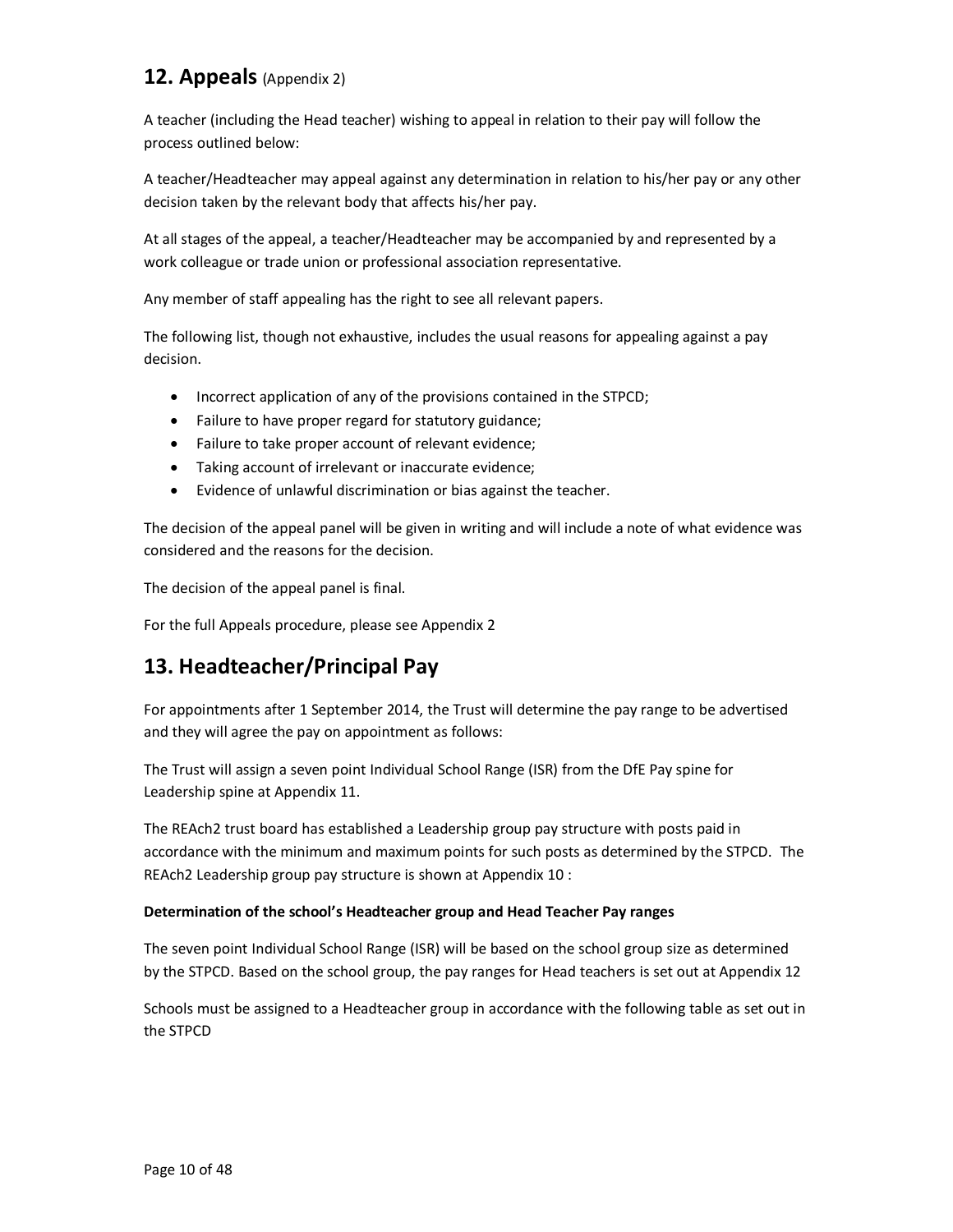## 12. Appeals (Appendix 2)

A teacher (including the Head teacher) wishing to appeal in relation to their pay will follow the process outlined below:

A teacher/Headteacher may appeal against any determination in relation to his/her pay or any other decision taken by the relevant body that affects his/her pay.

At all stages of the appeal, a teacher/Headteacher may be accompanied by and represented by a work colleague or trade union or professional association representative.

Any member of staff appealing has the right to see all relevant papers.

The following list, though not exhaustive, includes the usual reasons for appealing against a pay decision.

- Incorrect application of any of the provisions contained in the STPCD;
- Failure to have proper regard for statutory guidance;
- Failure to take proper account of relevant evidence;
- Taking account of irrelevant or inaccurate evidence;
- Evidence of unlawful discrimination or bias against the teacher.

The decision of the appeal panel will be given in writing and will include a note of what evidence was considered and the reasons for the decision.

The decision of the appeal panel is final.

For the full Appeals procedure, please see Appendix 2

## 13. Headteacher/Principal Pay

For appointments after 1 September 2014, the Trust will determine the pay range to be advertised and they will agree the pay on appointment as follows:

The Trust will assign a seven point Individual School Range (ISR) from the DfE Pay spine for Leadership spine at Appendix 11.

The REAch2 trust board has established a Leadership group pay structure with posts paid in accordance with the minimum and maximum points for such posts as determined by the STPCD. The REAch2 Leadership group pay structure is shown at Appendix 10 :

**Determination of the school's Headteacher group and Head Teacher Pay ranges**

The seven point Individual School Range (ISR) will be based on the school group size as determined by the STPCD. Based on the school group, the pay ranges for Head teachers is set out at Appendix 12

Schools must be assigned to a Headteacher group in accordance with the following table as set out in the STPCD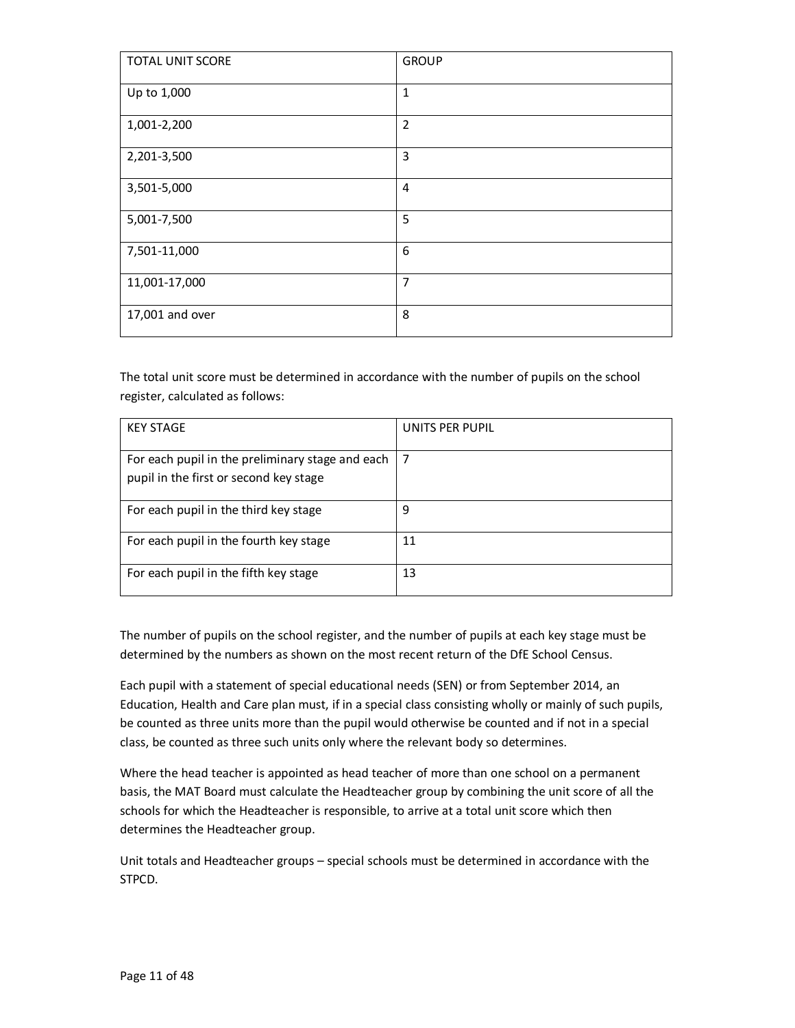| TOTAL UNIT SCORE | GROUP |
|---|---|
| Up to 1,000 | 1 |
| 1,001-2,200 | 2 |
| 2,201-3,500 | 3 |
| 3,501-5,000 | 4 |
| 5,001-7,500 | 5 |
| 7,501-11,000 | 6 |
| 11,001-17,000 | 7 |
| 17,001 and over | 8 |

The total unit score must be determined in accordance with the number of pupils on the school register, calculated as follows:

| KEY STAGE | UNITS PER PUPIL |
|---|---|
| For each pupil in the preliminary stage and each pupil in the first or second key stage | 7 |
| For each pupil in the third key stage | 9 |
| For each pupil in the fourth key stage | 11 |
| For each pupil in the fifth key stage | 13 |

The number of pupils on the school register, and the number of pupils at each key stage must be determined by the numbers as shown on the most recent return of the DfE School Census.

Each pupil with a statement of special educational needs (SEN) or from September 2014, an Education, Health and Care plan must, if in a special class consisting wholly or mainly of such pupils, be counted as three units more than the pupil would otherwise be counted and if not in a special class, be counted as three such units only where the relevant body so determines.

Where the head teacher is appointed as head teacher of more than one school on a permanent basis, the MAT Board must calculate the Headteacher group by combining the unit score of all the schools for which the Headteacher is responsible, to arrive at a total unit score which then determines the Headteacher group.

Unit totals and Headteacher groups – special schools must be determined in accordance with the STPCD.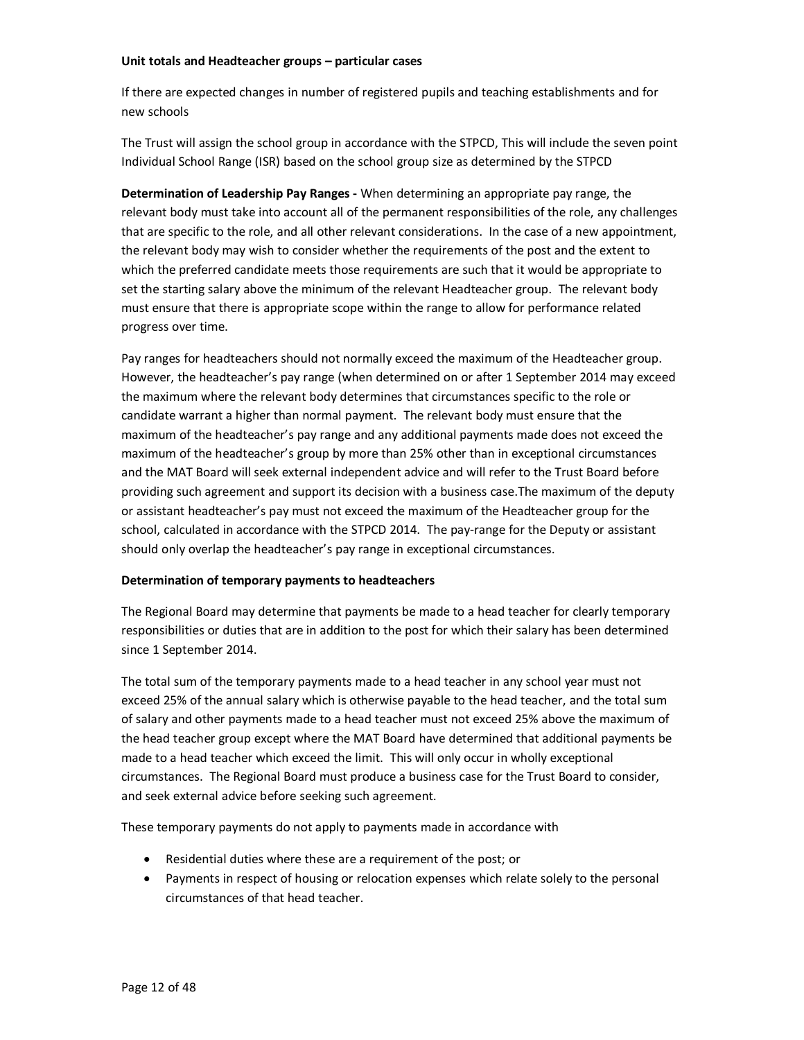**Unit totals and Headteacher groups – particular cases**

If there are expected changes in number of registered pupils and teaching establishments and for new schools

The Trust will assign the school group in accordance with the STPCD, This will include the seven point Individual School Range (ISR) based on the school group size as determined by the STPCD

**Determination of Leadership Pay Ranges -** When determining an appropriate pay range, the relevant body must take into account all of the permanent responsibilities of the role, any challenges that are specific to the role, and all other relevant considerations. In the case of a new appointment, the relevant body may wish to consider whether the requirements of the post and the extent to which the preferred candidate meets those requirements are such that it would be appropriate to set the starting salary above the minimum of the relevant Headteacher group. The relevant body must ensure that there is appropriate scope within the range to allow for performance related progress over time.

Pay ranges for headteachers should not normally exceed the maximum of the Headteacher group. However, the headteacher's pay range (when determined on or after 1 September 2014 may exceed the maximum where the relevant body determines that circumstances specific to the role or candidate warrant a higher than normal payment. The relevant body must ensure that the maximum of the headteacher's pay range and any additional payments made does not exceed the maximum of the headteacher's group by more than 25% other than in exceptional circumstances and the MAT Board will seek external independent advice and will refer to the Trust Board before providing such agreement and support its decision with a business case.The maximum of the deputy or assistant headteacher's pay must not exceed the maximum of the Headteacher group for the school, calculated in accordance with the STPCD 2014. The pay-range for the Deputy or assistant should only overlap the headteacher's pay range in exceptional circumstances.

**Determination of temporary payments to headteachers**

The Regional Board may determine that payments be made to a head teacher for clearly temporary responsibilities or duties that are in addition to the post for which their salary has been determined since 1 September 2014.

The total sum of the temporary payments made to a head teacher in any school year must not exceed 25% of the annual salary which is otherwise payable to the head teacher, and the total sum of salary and other payments made to a head teacher must not exceed 25% above the maximum of the head teacher group except where the MAT Board have determined that additional payments be made to a head teacher which exceed the limit. This will only occur in wholly exceptional circumstances. The Regional Board must produce a business case for the Trust Board to consider, and seek external advice before seeking such agreement.

These temporary payments do not apply to payments made in accordance with

- Residential duties where these are a requirement of the post; or
- Payments in respect of housing or relocation expenses which relate solely to the personal circumstances of that head teacher.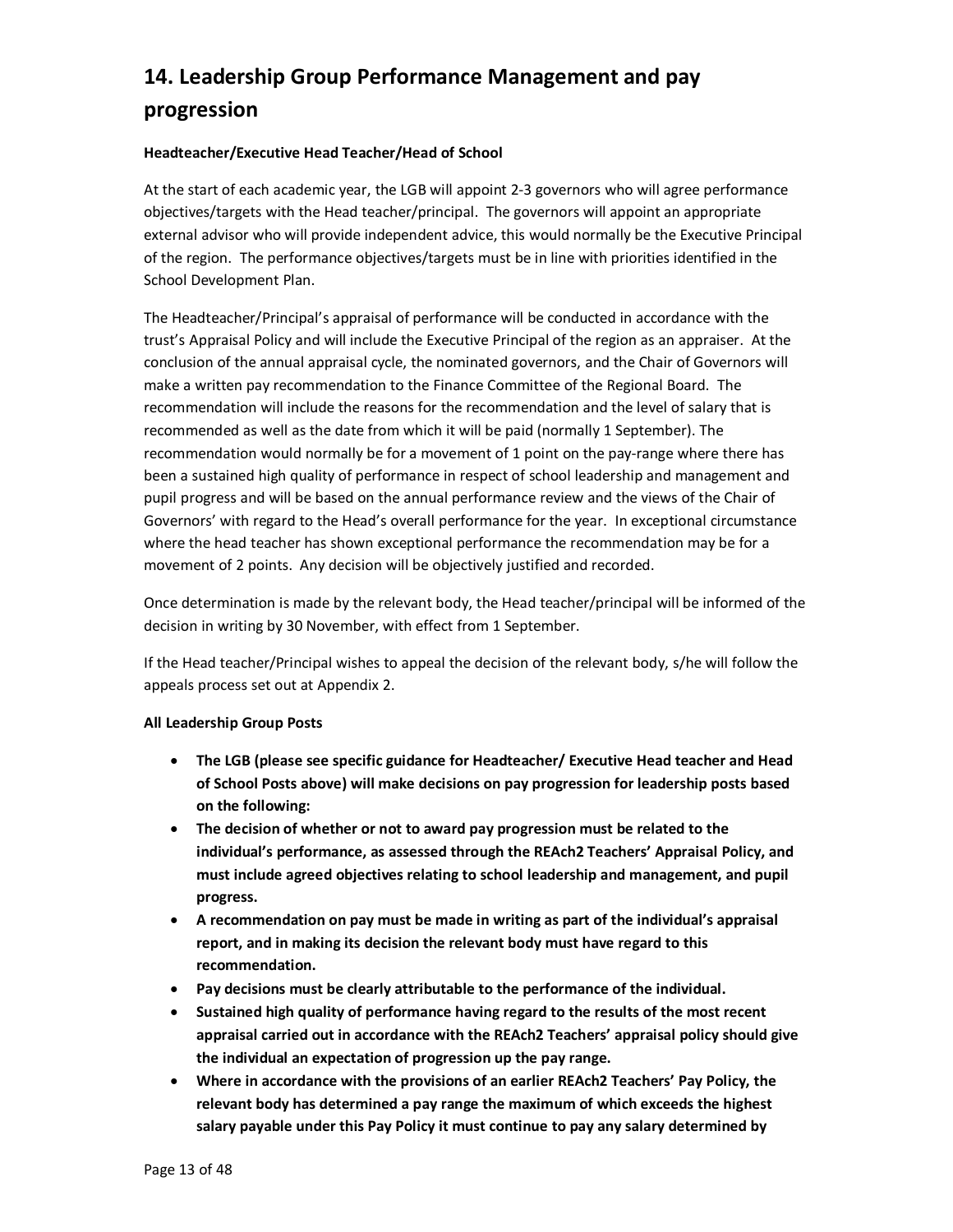## 14. Leadership Group Performance Management and pay progression

**Headteacher/Executive Head Teacher/Head of School**

At the start of each academic year, the LGB will appoint 2-3 governors who will agree performance objectives/targets with the Head teacher/principal. The governors will appoint an appropriate external advisor who will provide independent advice, this would normally be the Executive Principal of the region. The performance objectives/targets must be in line with priorities identified in the School Development Plan.

The Headteacher/Principal's appraisal of performance will be conducted in accordance with the trust's Appraisal Policy and will include the Executive Principal of the region as an appraiser. At the conclusion of the annual appraisal cycle, the nominated governors, and the Chair of Governors will make a written pay recommendation to the Finance Committee of the Regional Board. The recommendation will include the reasons for the recommendation and the level of salary that is recommended as well as the date from which it will be paid (normally 1 September). The recommendation would normally be for a movement of 1 point on the pay-range where there has been a sustained high quality of performance in respect of school leadership and management and pupil progress and will be based on the annual performance review and the views of the Chair of Governors' with regard to the Head's overall performance for the year. In exceptional circumstance where the head teacher has shown exceptional performance the recommendation may be for a movement of 2 points. Any decision will be objectively justified and recorded.

Once determination is made by the relevant body, the Head teacher/principal will be informed of the decision in writing by 30 November, with effect from 1 September.

If the Head teacher/Principal wishes to appeal the decision of the relevant body, s/he will follow the appeals process set out at Appendix 2.

**All Leadership Group Posts**

- **The LGB (please see specific guidance for Headteacher/ Executive Head teacher and Head of School Posts above) will make decisions on pay progression for leadership posts based on the following:**
- **The decision of whether or not to award pay progression must be related to the individual's performance, as assessed through the REAch2 Teachers' Appraisal Policy, and must include agreed objectives relating to school leadership and management, and pupil progress.**
- **A recommendation on pay must be made in writing as part of the individual's appraisal report, and in making its decision the relevant body must have regard to this recommendation.**
- **Pay decisions must be clearly attributable to the performance of the individual.**
- **Sustained high quality of performance having regard to the results of the most recent appraisal carried out in accordance with the REAch2 Teachers' appraisal policy should give the individual an expectation of progression up the pay range.**
- **Where in accordance with the provisions of an earlier REAch2 Teachers' Pay Policy, the relevant body has determined a pay range the maximum of which exceeds the highest salary payable under this Pay Policy it must continue to pay any salary determined by**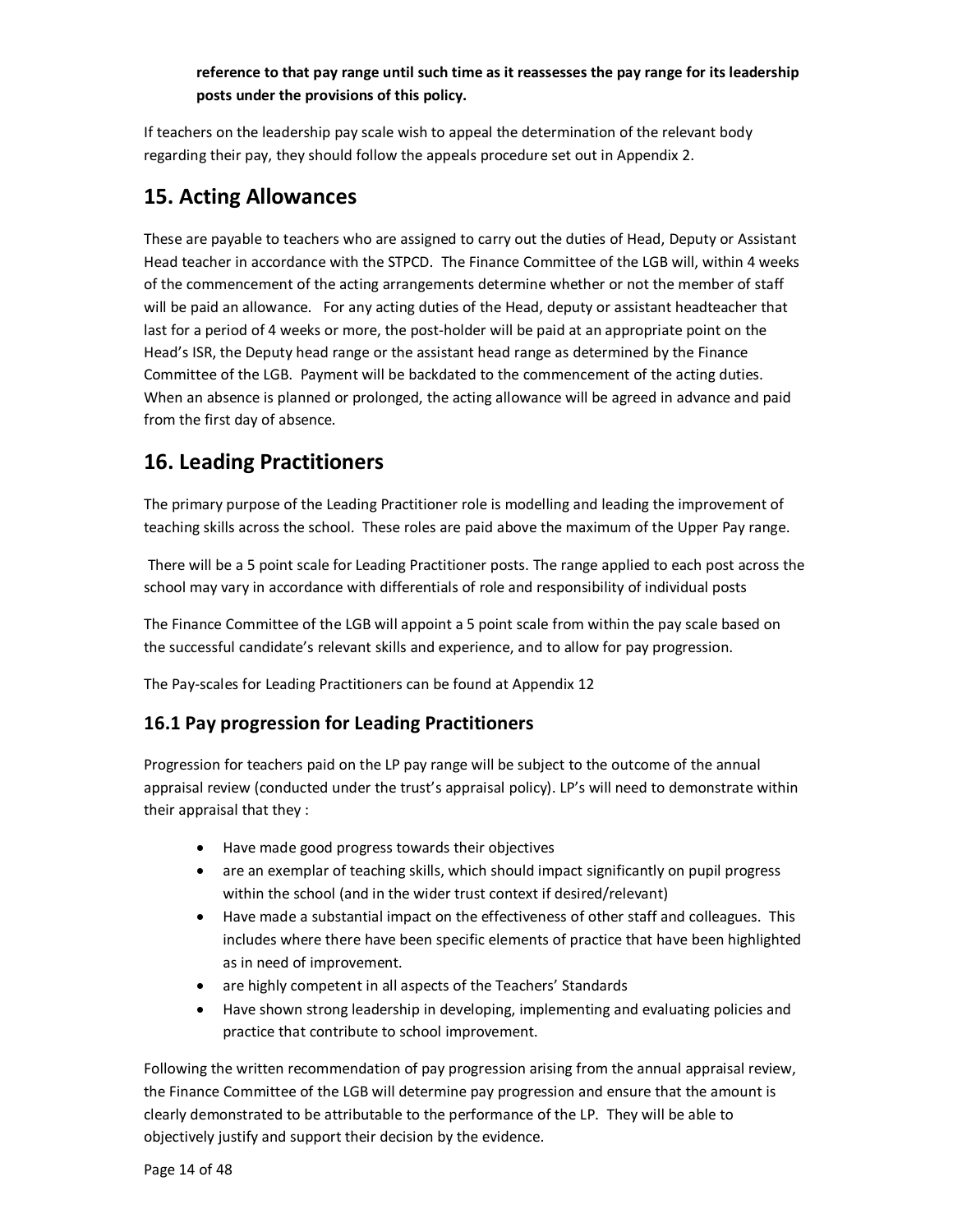**reference to that pay range until such time as it reassesses the pay range for its leadership posts under the provisions of this policy.**

If teachers on the leadership pay scale wish to appeal the determination of the relevant body regarding their pay, they should follow the appeals procedure set out in Appendix 2.

# 15. Acting Allowances

These are payable to teachers who are assigned to carry out the duties of Head, Deputy or Assistant Head teacher in accordance with the STPCD. The Finance Committee of the LGB will, within 4 weeks of the commencement of the acting arrangements determine whether or not the member of staff will be paid an allowance. For any acting duties of the Head, deputy or assistant headteacher that last for a period of 4 weeks or more, the post-holder will be paid at an appropriate point on the Head's ISR, the Deputy head range or the assistant head range as determined by the Finance Committee of the LGB. Payment will be backdated to the commencement of the acting duties. When an absence is planned or prolonged, the acting allowance will be agreed in advance and paid from the first day of absence.

# 16. Leading Practitioners

The primary purpose of the Leading Practitioner role is modelling and leading the improvement of teaching skills across the school. These roles are paid above the maximum of the Upper Pay range.

There will be a 5 point scale for Leading Practitioner posts. The range applied to each post across the school may vary in accordance with differentials of role and responsibility of individual posts

The Finance Committee of the LGB will appoint a 5 point scale from within the pay scale based on the successful candidate's relevant skills and experience, and to allow for pay progression.

The Pay-scales for Leading Practitioners can be found at Appendix 12

## 16.1 Pay progression for Leading Practitioners

Progression for teachers paid on the LP pay range will be subject to the outcome of the annual appraisal review (conducted under the trust's appraisal policy). LP's will need to demonstrate within their appraisal that they :

- Have made good progress towards their objectives
- are an exemplar of teaching skills, which should impact significantly on pupil progress within the school (and in the wider trust context if desired/relevant)
- Have made a substantial impact on the effectiveness of other staff and colleagues. This includes where there have been specific elements of practice that have been highlighted as in need of improvement.
- are highly competent in all aspects of the Teachers' Standards
- Have shown strong leadership in developing, implementing and evaluating policies and practice that contribute to school improvement.

Following the written recommendation of pay progression arising from the annual appraisal review, the Finance Committee of the LGB will determine pay progression and ensure that the amount is clearly demonstrated to be attributable to the performance of the LP. They will be able to objectively justify and support their decision by the evidence.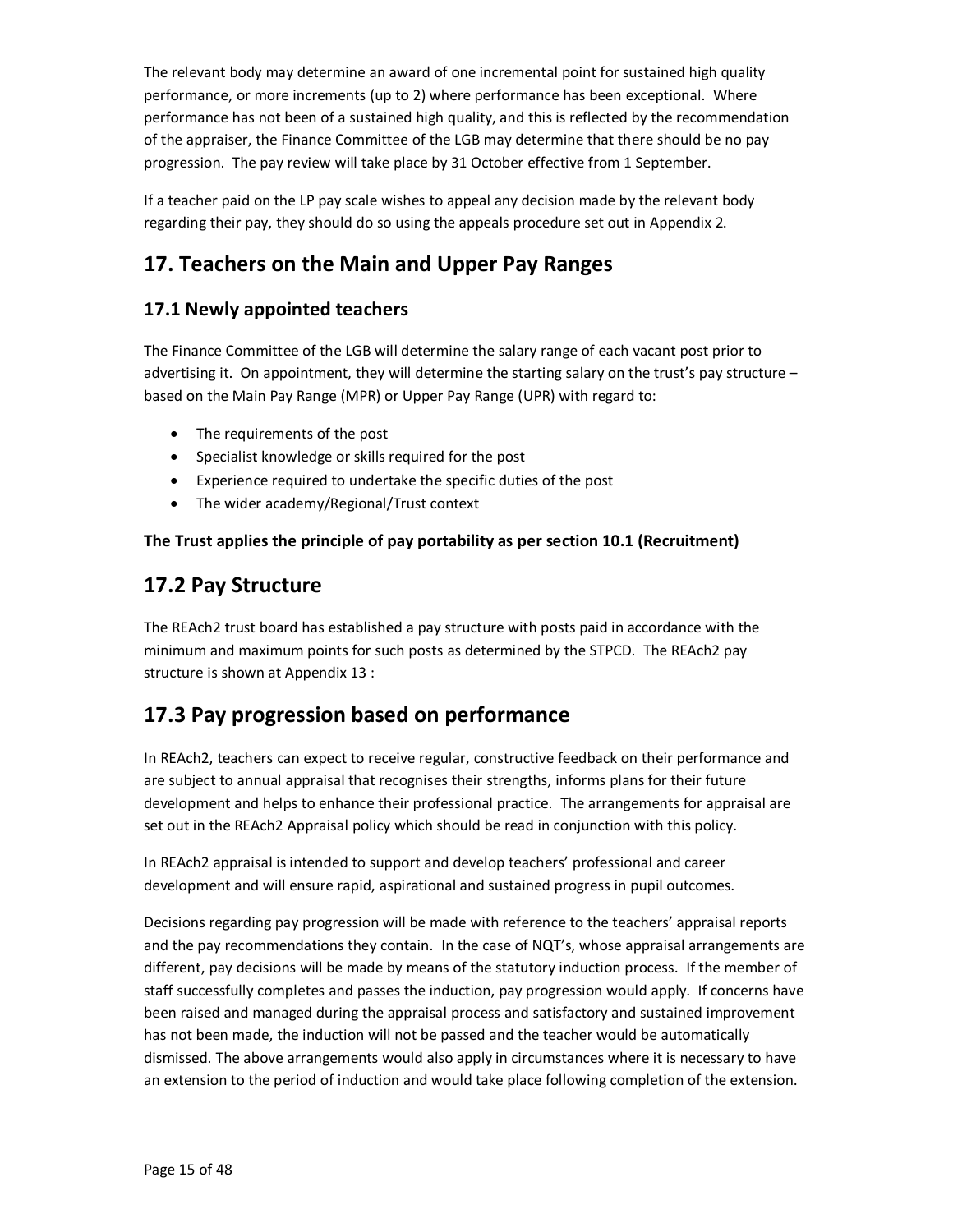The relevant body may determine an award of one incremental point for sustained high quality performance, or more increments (up to 2) where performance has been exceptional. Where performance has not been of a sustained high quality, and this is reflected by the recommendation of the appraiser, the Finance Committee of the LGB may determine that there should be no pay progression. The pay review will take place by 31 October effective from 1 September.

If a teacher paid on the LP pay scale wishes to appeal any decision made by the relevant body regarding their pay, they should do so using the appeals procedure set out in Appendix 2.

## 17. Teachers on the Main and Upper Pay Ranges

### 17.1 Newly appointed teachers

The Finance Committee of the LGB will determine the salary range of each vacant post prior to advertising it. On appointment, they will determine the starting salary on the trust's pay structure – based on the Main Pay Range (MPR) or Upper Pay Range (UPR) with regard to:

- The requirements of the post
- Specialist knowledge or skills required for the post
- Experience required to undertake the specific duties of the post
- The wider academy/Regional/Trust context

**The Trust applies the principle of pay portability as per section 10.1 (Recruitment)**

## 17.2 Pay Structure

The REAch2 trust board has established a pay structure with posts paid in accordance with the minimum and maximum points for such posts as determined by the STPCD. The REAch2 pay structure is shown at Appendix 13 :

## 17.3 Pay progression based on performance

In REAch2, teachers can expect to receive regular, constructive feedback on their performance and are subject to annual appraisal that recognises their strengths, informs plans for their future development and helps to enhance their professional practice. The arrangements for appraisal are set out in the REAch2 Appraisal policy which should be read in conjunction with this policy.

In REAch2 appraisal is intended to support and develop teachers' professional and career development and will ensure rapid, aspirational and sustained progress in pupil outcomes.

Decisions regarding pay progression will be made with reference to the teachers' appraisal reports and the pay recommendations they contain. In the case of NQT's, whose appraisal arrangements are different, pay decisions will be made by means of the statutory induction process. If the member of staff successfully completes and passes the induction, pay progression would apply. If concerns have been raised and managed during the appraisal process and satisfactory and sustained improvement has not been made, the induction will not be passed and the teacher would be automatically dismissed. The above arrangements would also apply in circumstances where it is necessary to have an extension to the period of induction and would take place following completion of the extension.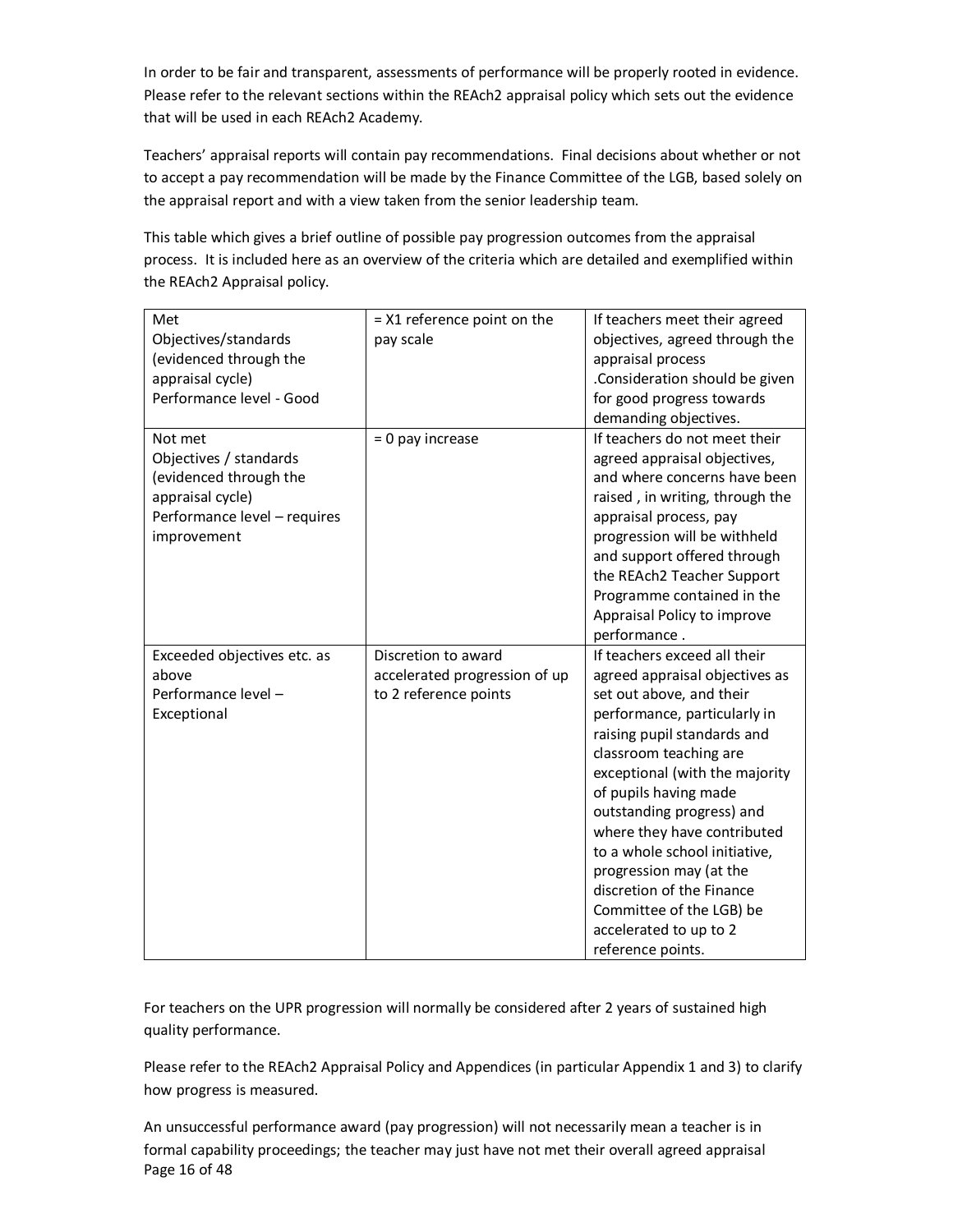In order to be fair and transparent, assessments of performance will be properly rooted in evidence. Please refer to the relevant sections within the REAch2 appraisal policy which sets out the evidence that will be used in each REAch2 Academy.

Teachers' appraisal reports will contain pay recommendations. Final decisions about whether or not to accept a pay recommendation will be made by the Finance Committee of the LGB, based solely on the appraisal report and with a view taken from the senior leadership team.

This table which gives a brief outline of possible pay progression outcomes from the appraisal process. It is included here as an overview of the criteria which are detailed and exemplified within the REAch2 Appraisal policy.

| | | |
|---|---|---|
| Met Objectives/standards (evidenced through the appraisal cycle) Performance level - Good | = X1 reference point on the pay scale | If teachers meet their agreed objectives, agreed through the appraisal process .Consideration should be given for good progress towards demanding objectives. |
| Not met Objectives / standards (evidenced through the appraisal cycle) Performance level – requires improvement | = 0 pay increase | If teachers do not meet their agreed appraisal objectives, and where concerns have been raised , in writing, through the appraisal process, pay progression will be withheld and support offered through the REAch2 Teacher Support Programme contained in the Appraisal Policy to improve performance . |
| Exceeded objectives etc. as above Performance level – Exceptional | Discretion to award accelerated progression of up to 2 reference points | If teachers exceed all their agreed appraisal objectives as set out above, and their performance, particularly in raising pupil standards and classroom teaching are exceptional (with the majority of pupils having made outstanding progress) and where they have contributed to a whole school initiative, progression may (at the discretion of the Finance Committee of the LGB) be accelerated to up to 2 reference points. |

For teachers on the UPR progression will normally be considered after 2 years of sustained high quality performance.

Please refer to the REAch2 Appraisal Policy and Appendices (in particular Appendix 1 and 3) to clarify how progress is measured.

An unsuccessful performance award (pay progression) will not necessarily mean a teacher is in formal capability proceedings; the teacher may just have not met their overall agreed appraisal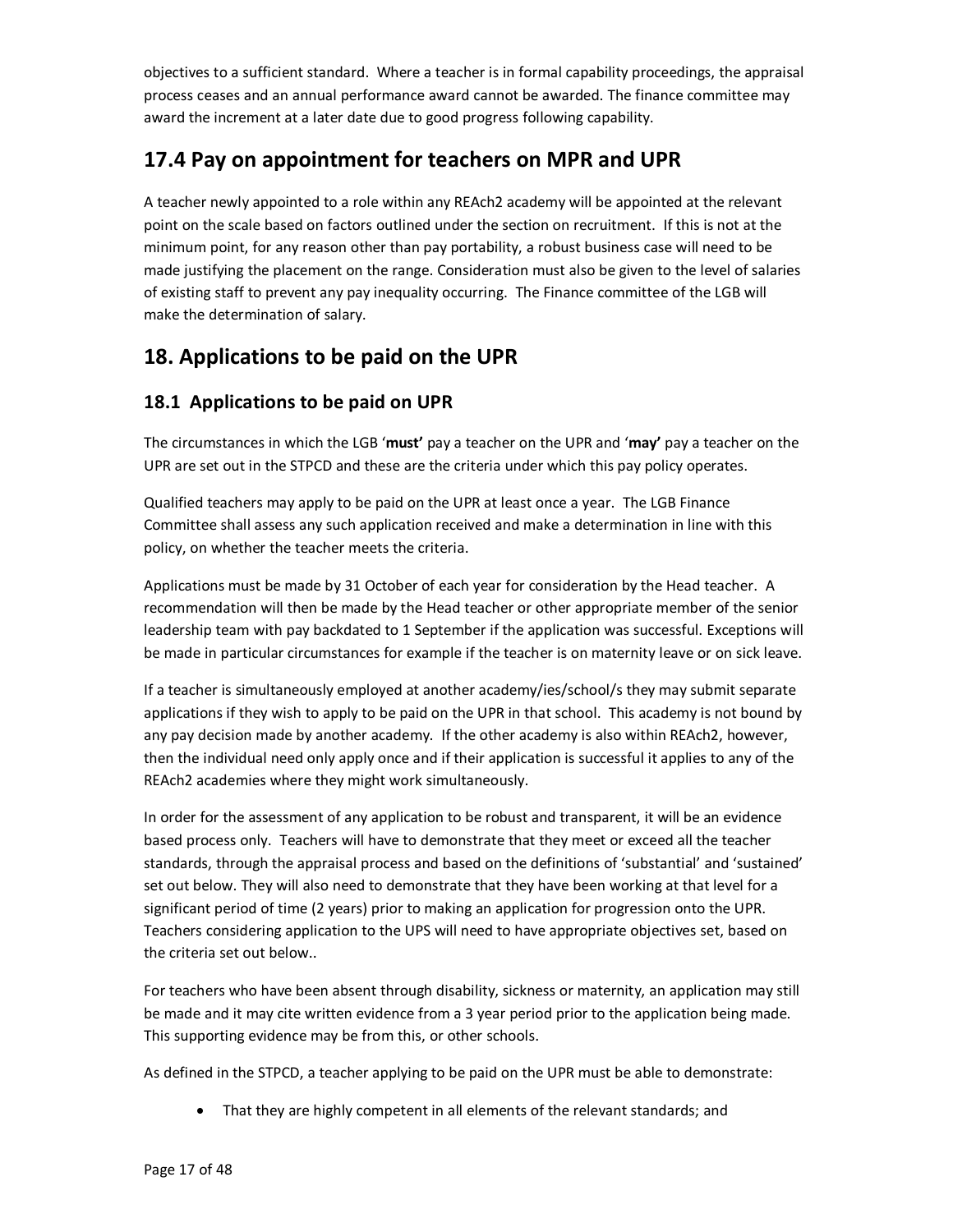objectives to a sufficient standard. Where a teacher is in formal capability proceedings, the appraisal process ceases and an annual performance award cannot be awarded. The finance committee may award the increment at a later date due to good progress following capability.

## 17.4 Pay on appointment for teachers on MPR and UPR

A teacher newly appointed to a role within any REAch2 academy will be appointed at the relevant point on the scale based on factors outlined under the section on recruitment. If this is not at the minimum point, for any reason other than pay portability, a robust business case will need to be made justifying the placement on the range. Consideration must also be given to the level of salaries of existing staff to prevent any pay inequality occurring. The Finance committee of the LGB will make the determination of salary.

# 18. Applications to be paid on the UPR

## 18.1 Applications to be paid on UPR

The circumstances in which the LGB '**must**' pay a teacher on the UPR and '**may**' pay a teacher on the UPR are set out in the STPCD and these are the criteria under which this pay policy operates.

Qualified teachers may apply to be paid on the UPR at least once a year. The LGB Finance Committee shall assess any such application received and make a determination in line with this policy, on whether the teacher meets the criteria.

Applications must be made by 31 October of each year for consideration by the Head teacher. A recommendation will then be made by the Head teacher or other appropriate member of the senior leadership team with pay backdated to 1 September if the application was successful. Exceptions will be made in particular circumstances for example if the teacher is on maternity leave or on sick leave.

If a teacher is simultaneously employed at another academy/ies/school/s they may submit separate applications if they wish to apply to be paid on the UPR in that school. This academy is not bound by any pay decision made by another academy. If the other academy is also within REAch2, however, then the individual need only apply once and if their application is successful it applies to any of the REAch2 academies where they might work simultaneously.

In order for the assessment of any application to be robust and transparent, it will be an evidence based process only. Teachers will have to demonstrate that they meet or exceed all the teacher standards, through the appraisal process and based on the definitions of 'substantial' and 'sustained' set out below. They will also need to demonstrate that they have been working at that level for a significant period of time (2 years) prior to making an application for progression onto the UPR. Teachers considering application to the UPS will need to have appropriate objectives set, based on the criteria set out below..

For teachers who have been absent through disability, sickness or maternity, an application may still be made and it may cite written evidence from a 3 year period prior to the application being made. This supporting evidence may be from this, or other schools.

As defined in the STPCD, a teacher applying to be paid on the UPR must be able to demonstrate:

- That they are highly competent in all elements of the relevant standards; and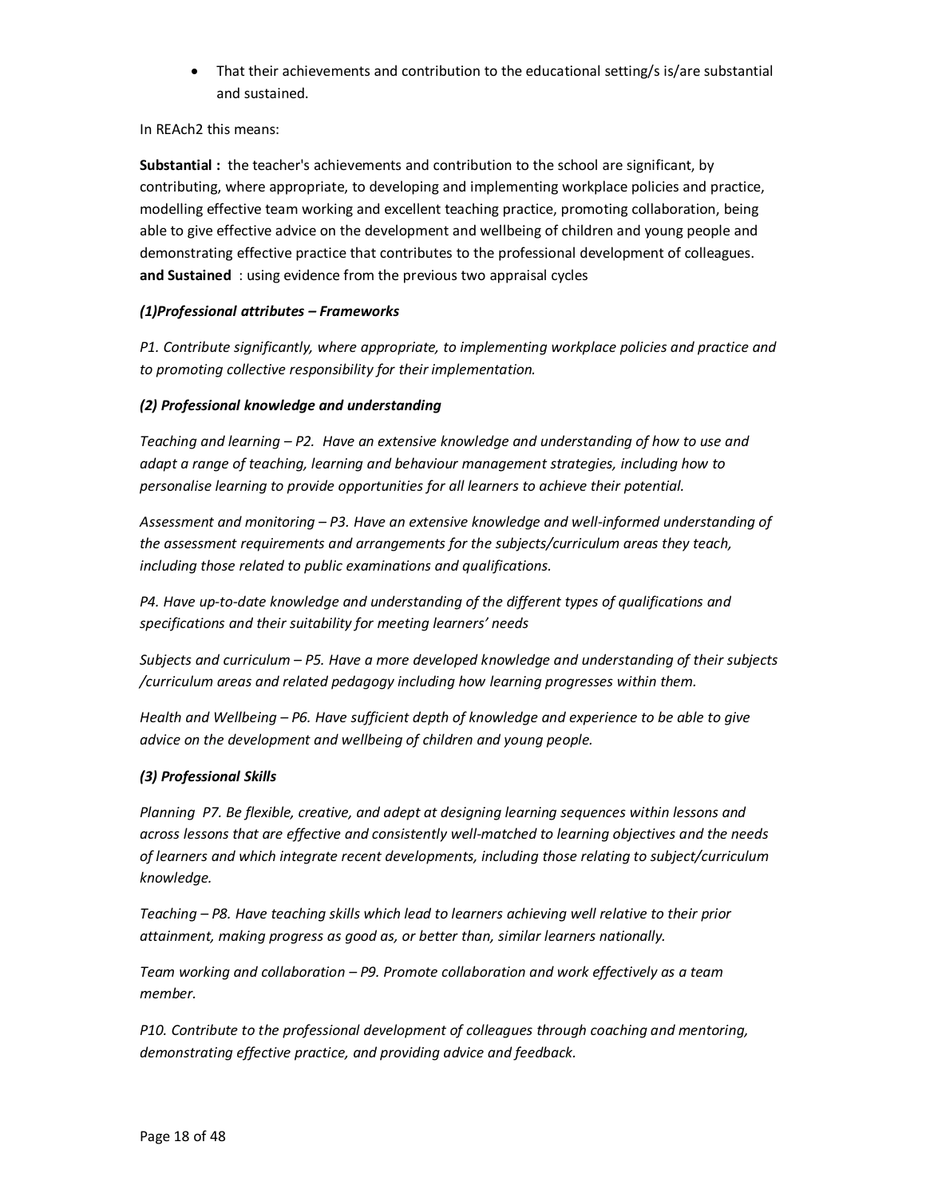- That their achievements and contribution to the educational setting/s is/are substantial and sustained.

In REAch2 this means:

**Substantial :** the teacher's achievements and contribution to the school are significant, by contributing, where appropriate, to developing and implementing workplace policies and practice, modelling effective team working and excellent teaching practice, promoting collaboration, being able to give effective advice on the development and wellbeing of children and young people and demonstrating effective practice that contributes to the professional development of colleagues.
**and Sustained** : using evidence from the previous two appraisal cycles

***(1)Professional attributes – Frameworks***

*P1. Contribute significantly, where appropriate, to implementing workplace policies and practice and to promoting collective responsibility for their implementation.*

***(2) Professional knowledge and understanding***

*Teaching and learning – P2. Have an extensive knowledge and understanding of how to use and adapt a range of teaching, learning and behaviour management strategies, including how to personalise learning to provide opportunities for all learners to achieve their potential.*

*Assessment and monitoring – P3. Have an extensive knowledge and well-informed understanding of the assessment requirements and arrangements for the subjects/curriculum areas they teach, including those related to public examinations and qualifications.*

*P4. Have up-to-date knowledge and understanding of the different types of qualifications and specifications and their suitability for meeting learners' needs*

*Subjects and curriculum – P5. Have a more developed knowledge and understanding of their subjects /curriculum areas and related pedagogy including how learning progresses within them.*

*Health and Wellbeing – P6. Have sufficient depth of knowledge and experience to be able to give advice on the development and wellbeing of children and young people.*

***(3) Professional Skills***

*Planning P7. Be flexible, creative, and adept at designing learning sequences within lessons and across lessons that are effective and consistently well-matched to learning objectives and the needs of learners and which integrate recent developments, including those relating to subject/curriculum knowledge.*

*Teaching – P8. Have teaching skills which lead to learners achieving well relative to their prior attainment, making progress as good as, or better than, similar learners nationally.*

*Team working and collaboration – P9. Promote collaboration and work effectively as a team member.*

*P10. Contribute to the professional development of colleagues through coaching and mentoring, demonstrating effective practice, and providing advice and feedback.*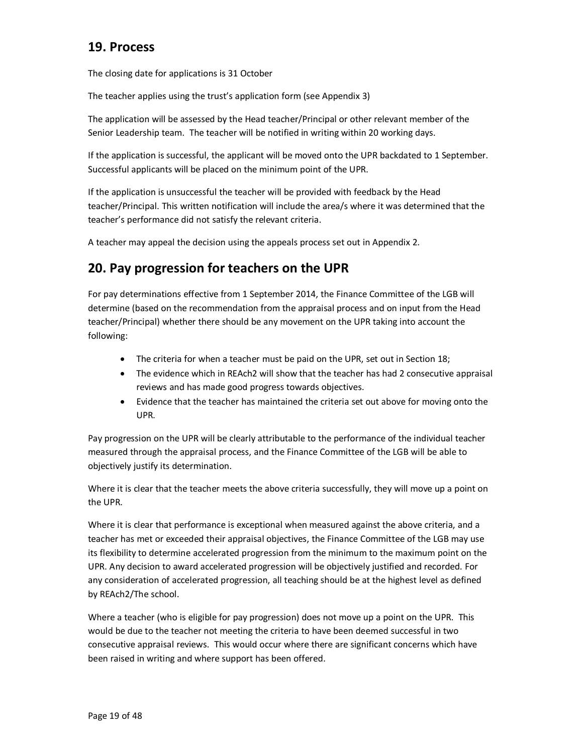## 19. Process

The closing date for applications is 31 October

The teacher applies using the trust's application form (see Appendix 3)

The application will be assessed by the Head teacher/Principal or other relevant member of the Senior Leadership team. The teacher will be notified in writing within 20 working days.

If the application is successful, the applicant will be moved onto the UPR backdated to 1 September. Successful applicants will be placed on the minimum point of the UPR.

If the application is unsuccessful the teacher will be provided with feedback by the Head teacher/Principal. This written notification will include the area/s where it was determined that the teacher's performance did not satisfy the relevant criteria.

A teacher may appeal the decision using the appeals process set out in Appendix 2.

## 20. Pay progression for teachers on the UPR

For pay determinations effective from 1 September 2014, the Finance Committee of the LGB will determine (based on the recommendation from the appraisal process and on input from the Head teacher/Principal) whether there should be any movement on the UPR taking into account the following:

- The criteria for when a teacher must be paid on the UPR, set out in Section 18;
- The evidence which in REAch2 will show that the teacher has had 2 consecutive appraisal reviews and has made good progress towards objectives.
- Evidence that the teacher has maintained the criteria set out above for moving onto the UPR.

Pay progression on the UPR will be clearly attributable to the performance of the individual teacher measured through the appraisal process, and the Finance Committee of the LGB will be able to objectively justify its determination.

Where it is clear that the teacher meets the above criteria successfully, they will move up a point on the UPR.

Where it is clear that performance is exceptional when measured against the above criteria, and a teacher has met or exceeded their appraisal objectives, the Finance Committee of the LGB may use its flexibility to determine accelerated progression from the minimum to the maximum point on the UPR. Any decision to award accelerated progression will be objectively justified and recorded. For any consideration of accelerated progression, all teaching should be at the highest level as defined by REAch2/The school.

Where a teacher (who is eligible for pay progression) does not move up a point on the UPR. This would be due to the teacher not meeting the criteria to have been deemed successful in two consecutive appraisal reviews. This would occur where there are significant concerns which have been raised in writing and where support has been offered.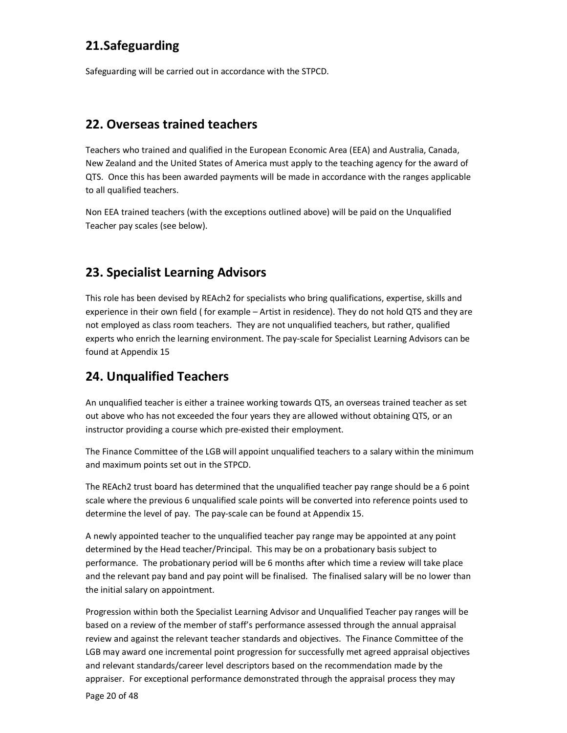## 21.Safeguarding

Safeguarding will be carried out in accordance with the STPCD.

## 22. Overseas trained teachers

Teachers who trained and qualified in the European Economic Area (EEA) and Australia, Canada, New Zealand and the United States of America must apply to the teaching agency for the award of QTS. Once this has been awarded payments will be made in accordance with the ranges applicable to all qualified teachers.

Non EEA trained teachers (with the exceptions outlined above) will be paid on the Unqualified Teacher pay scales (see below).

## 23. Specialist Learning Advisors

This role has been devised by REAch2 for specialists who bring qualifications, expertise, skills and experience in their own field ( for example – Artist in residence). They do not hold QTS and they are not employed as class room teachers. They are not unqualified teachers, but rather, qualified experts who enrich the learning environment. The pay-scale for Specialist Learning Advisors can be found at Appendix 15

## 24. Unqualified Teachers

An unqualified teacher is either a trainee working towards QTS, an overseas trained teacher as set out above who has not exceeded the four years they are allowed without obtaining QTS, or an instructor providing a course which pre-existed their employment.

The Finance Committee of the LGB will appoint unqualified teachers to a salary within the minimum and maximum points set out in the STPCD.

The REAch2 trust board has determined that the unqualified teacher pay range should be a 6 point scale where the previous 6 unqualified scale points will be converted into reference points used to determine the level of pay. The pay-scale can be found at Appendix 15.

A newly appointed teacher to the unqualified teacher pay range may be appointed at any point determined by the Head teacher/Principal. This may be on a probationary basis subject to performance. The probationary period will be 6 months after which time a review will take place and the relevant pay band and pay point will be finalised. The finalised salary will be no lower than the initial salary on appointment.

Progression within both the Specialist Learning Advisor and Unqualified Teacher pay ranges will be based on a review of the member of staff's performance assessed through the annual appraisal review and against the relevant teacher standards and objectives. The Finance Committee of the LGB may award one incremental point progression for successfully met agreed appraisal objectives and relevant standards/career level descriptors based on the recommendation made by the appraiser. For exceptional performance demonstrated through the appraisal process they may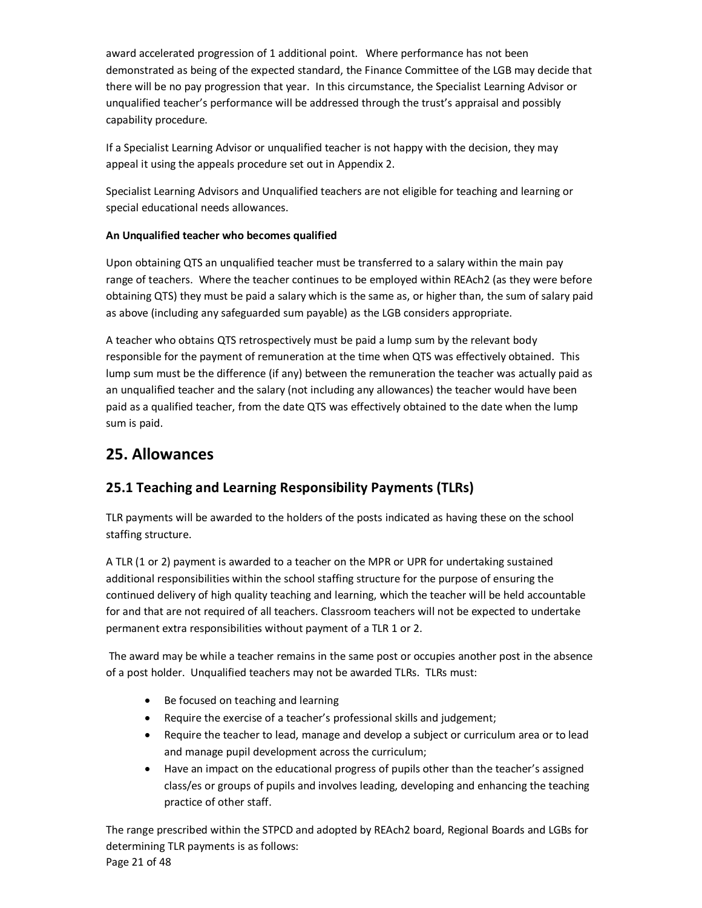award accelerated progression of 1 additional point. Where performance has not been demonstrated as being of the expected standard, the Finance Committee of the LGB may decide that there will be no pay progression that year. In this circumstance, the Specialist Learning Advisor or unqualified teacher's performance will be addressed through the trust's appraisal and possibly capability procedure.

If a Specialist Learning Advisor or unqualified teacher is not happy with the decision, they may appeal it using the appeals procedure set out in Appendix 2.

Specialist Learning Advisors and Unqualified teachers are not eligible for teaching and learning or special educational needs allowances.

**An Unqualified teacher who becomes qualified**

Upon obtaining QTS an unqualified teacher must be transferred to a salary within the main pay range of teachers. Where the teacher continues to be employed within REAch2 (as they were before obtaining QTS) they must be paid a salary which is the same as, or higher than, the sum of salary paid as above (including any safeguarded sum payable) as the LGB considers appropriate.

A teacher who obtains QTS retrospectively must be paid a lump sum by the relevant body responsible for the payment of remuneration at the time when QTS was effectively obtained. This lump sum must be the difference (if any) between the remuneration the teacher was actually paid as an unqualified teacher and the salary (not including any allowances) the teacher would have been paid as a qualified teacher, from the date QTS was effectively obtained to the date when the lump sum is paid.

# 25. Allowances

## 25.1 Teaching and Learning Responsibility Payments (TLRs)

TLR payments will be awarded to the holders of the posts indicated as having these on the school staffing structure.

A TLR (1 or 2) payment is awarded to a teacher on the MPR or UPR for undertaking sustained additional responsibilities within the school staffing structure for the purpose of ensuring the continued delivery of high quality teaching and learning, which the teacher will be held accountable for and that are not required of all teachers. Classroom teachers will not be expected to undertake permanent extra responsibilities without payment of a TLR 1 or 2.

The award may be while a teacher remains in the same post or occupies another post in the absence of a post holder. Unqualified teachers may not be awarded TLRs. TLRs must:

- Be focused on teaching and learning
- Require the exercise of a teacher's professional skills and judgement;
- Require the teacher to lead, manage and develop a subject or curriculum area or to lead and manage pupil development across the curriculum;
- Have an impact on the educational progress of pupils other than the teacher's assigned class/es or groups of pupils and involves leading, developing and enhancing the teaching practice of other staff.

The range prescribed within the STPCD and adopted by REAch2 board, Regional Boards and LGBs for determining TLR payments is as follows: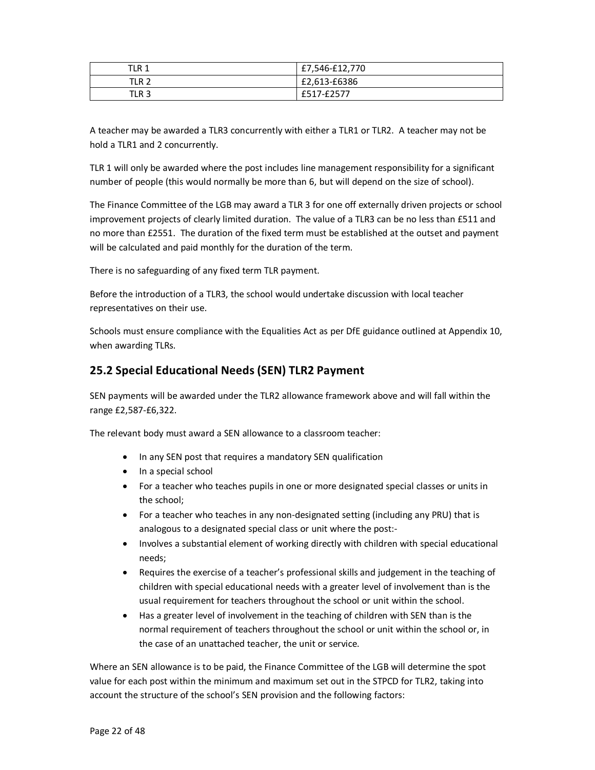| TLR 1 | £7,546-£12,770 |
|---|---|
| TLR 2 | £2,613-£6386 |
| TLR 3 | £517-£2577 |

A teacher may be awarded a TLR3 concurrently with either a TLR1 or TLR2. A teacher may not be hold a TLR1 and 2 concurrently.

TLR 1 will only be awarded where the post includes line management responsibility for a significant number of people (this would normally be more than 6, but will depend on the size of school).

The Finance Committee of the LGB may award a TLR 3 for one off externally driven projects or school improvement projects of clearly limited duration. The value of a TLR3 can be no less than £511 and no more than £2551. The duration of the fixed term must be established at the outset and payment will be calculated and paid monthly for the duration of the term.

There is no safeguarding of any fixed term TLR payment.

Before the introduction of a TLR3, the school would undertake discussion with local teacher representatives on their use.

Schools must ensure compliance with the Equalities Act as per DfE guidance outlined at Appendix 10, when awarding TLRs.

## 25.2 Special Educational Needs (SEN) TLR2 Payment

SEN payments will be awarded under the TLR2 allowance framework above and will fall within the range £2,587-£6,322.

The relevant body must award a SEN allowance to a classroom teacher:

- In any SEN post that requires a mandatory SEN qualification
- In a special school
- For a teacher who teaches pupils in one or more designated special classes or units in the school;
- For a teacher who teaches in any non-designated setting (including any PRU) that is analogous to a designated special class or unit where the post:-
- Involves a substantial element of working directly with children with special educational needs;
- Requires the exercise of a teacher's professional skills and judgement in the teaching of children with special educational needs with a greater level of involvement than is the usual requirement for teachers throughout the school or unit within the school.
- Has a greater level of involvement in the teaching of children with SEN than is the normal requirement of teachers throughout the school or unit within the school or, in the case of an unattached teacher, the unit or service.

Where an SEN allowance is to be paid, the Finance Committee of the LGB will determine the spot value for each post within the minimum and maximum set out in the STPCD for TLR2, taking into account the structure of the school's SEN provision and the following factors: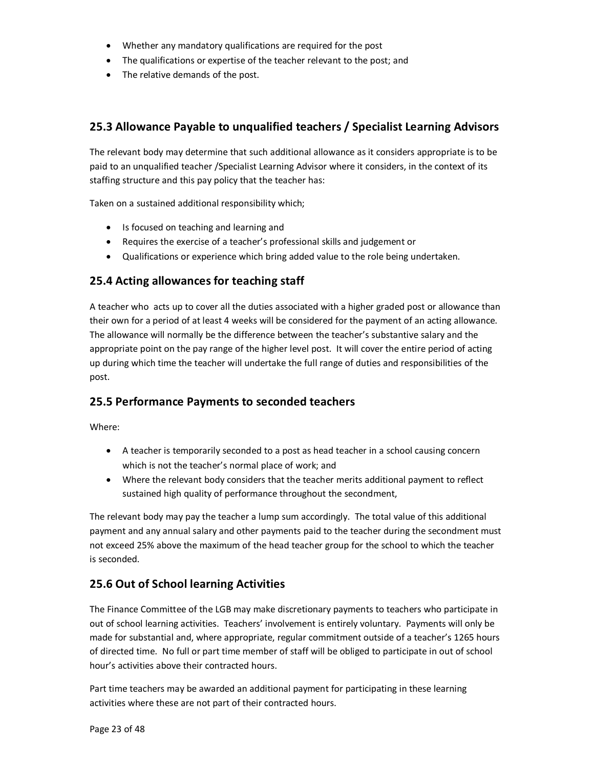- Whether any mandatory qualifications are required for the post
- The qualifications or expertise of the teacher relevant to the post; and
- The relative demands of the post.

## 25.3 Allowance Payable to unqualified teachers / Specialist Learning Advisors

The relevant body may determine that such additional allowance as it considers appropriate is to be paid to an unqualified teacher /Specialist Learning Advisor where it considers, in the context of its staffing structure and this pay policy that the teacher has:

Taken on a sustained additional responsibility which;

- Is focused on teaching and learning and
- Requires the exercise of a teacher's professional skills and judgement or
- Qualifications or experience which bring added value to the role being undertaken.

## 25.4 Acting allowances for teaching staff

A teacher who acts up to cover all the duties associated with a higher graded post or allowance than their own for a period of at least 4 weeks will be considered for the payment of an acting allowance. The allowance will normally be the difference between the teacher's substantive salary and the appropriate point on the pay range of the higher level post. It will cover the entire period of acting up during which time the teacher will undertake the full range of duties and responsibilities of the post.

## 25.5 Performance Payments to seconded teachers

Where:

- A teacher is temporarily seconded to a post as head teacher in a school causing concern which is not the teacher's normal place of work; and
- Where the relevant body considers that the teacher merits additional payment to reflect sustained high quality of performance throughout the secondment,

The relevant body may pay the teacher a lump sum accordingly. The total value of this additional payment and any annual salary and other payments paid to the teacher during the secondment must not exceed 25% above the maximum of the head teacher group for the school to which the teacher is seconded.

## 25.6 Out of School learning Activities

The Finance Committee of the LGB may make discretionary payments to teachers who participate in out of school learning activities. Teachers' involvement is entirely voluntary. Payments will only be made for substantial and, where appropriate, regular commitment outside of a teacher's 1265 hours of directed time. No full or part time member of staff will be obliged to participate in out of school hour's activities above their contracted hours.

Part time teachers may be awarded an additional payment for participating in these learning activities where these are not part of their contracted hours.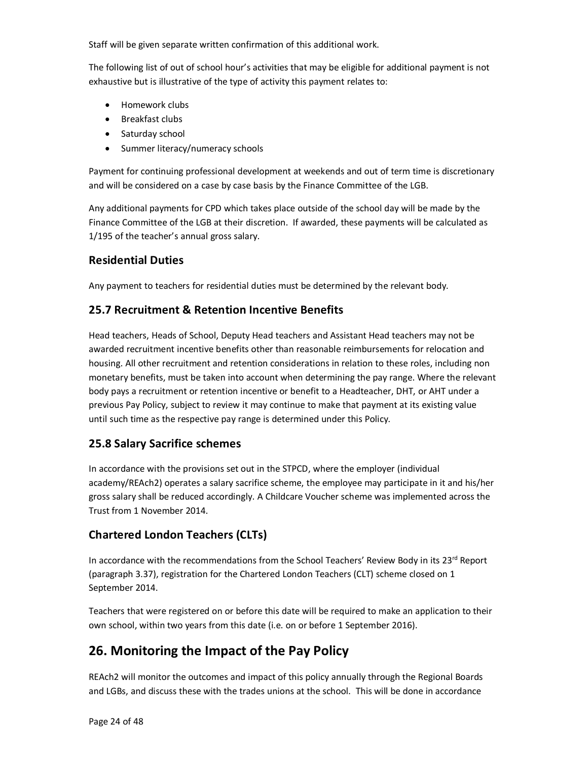Staff will be given separate written confirmation of this additional work.

The following list of out of school hour's activities that may be eligible for additional payment is not exhaustive but is illustrative of the type of activity this payment relates to:

- Homework clubs
- Breakfast clubs
- Saturday school
- Summer literacy/numeracy schools

Payment for continuing professional development at weekends and out of term time is discretionary and will be considered on a case by case basis by the Finance Committee of the LGB.

Any additional payments for CPD which takes place outside of the school day will be made by the Finance Committee of the LGB at their discretion. If awarded, these payments will be calculated as 1/195 of the teacher's annual gross salary.

### Residential Duties

Any payment to teachers for residential duties must be determined by the relevant body.

### 25.7 Recruitment & Retention Incentive Benefits

Head teachers, Heads of School, Deputy Head teachers and Assistant Head teachers may not be awarded recruitment incentive benefits other than reasonable reimbursements for relocation and housing. All other recruitment and retention considerations in relation to these roles, including non monetary benefits, must be taken into account when determining the pay range. Where the relevant body pays a recruitment or retention incentive or benefit to a Headteacher, DHT, or AHT under a previous Pay Policy, subject to review it may continue to make that payment at its existing value until such time as the respective pay range is determined under this Policy.

### 25.8 Salary Sacrifice schemes

In accordance with the provisions set out in the STPCD, where the employer (individual academy/REAch2) operates a salary sacrifice scheme, the employee may participate in it and his/her gross salary shall be reduced accordingly. A Childcare Voucher scheme was implemented across the Trust from 1 November 2014.

### Chartered London Teachers (CLTs)

In accordance with the recommendations from the School Teachers' Review Body in its 23rd Report (paragraph 3.37), registration for the Chartered London Teachers (CLT) scheme closed on 1 September 2014.

Teachers that were registered on or before this date will be required to make an application to their own school, within two years from this date (i.e. on or before 1 September 2016).

## 26. Monitoring the Impact of the Pay Policy

REAch2 will monitor the outcomes and impact of this policy annually through the Regional Boards and LGBs, and discuss these with the trades unions at the school. This will be done in accordance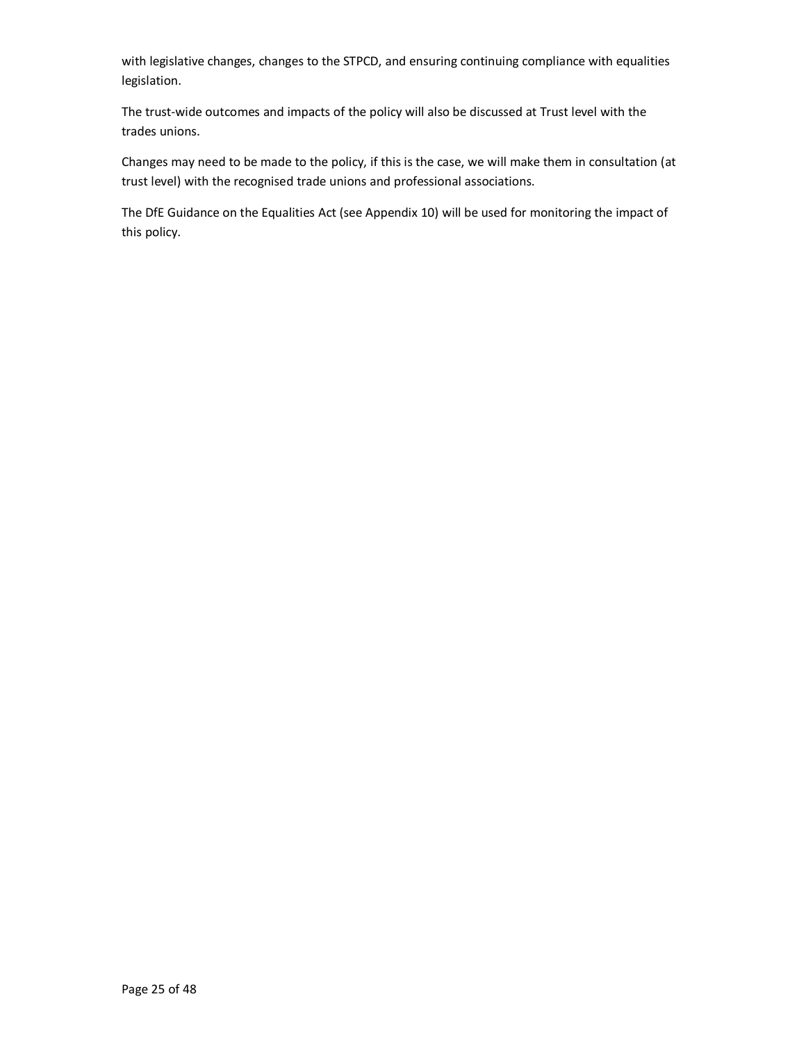with legislative changes, changes to the STPCD, and ensuring continuing compliance with equalities legislation.

The trust-wide outcomes and impacts of the policy will also be discussed at Trust level with the trades unions.

Changes may need to be made to the policy, if this is the case, we will make them in consultation (at trust level) with the recognised trade unions and professional associations.

The DfE Guidance on the Equalities Act (see Appendix 10) will be used for monitoring the impact of this policy.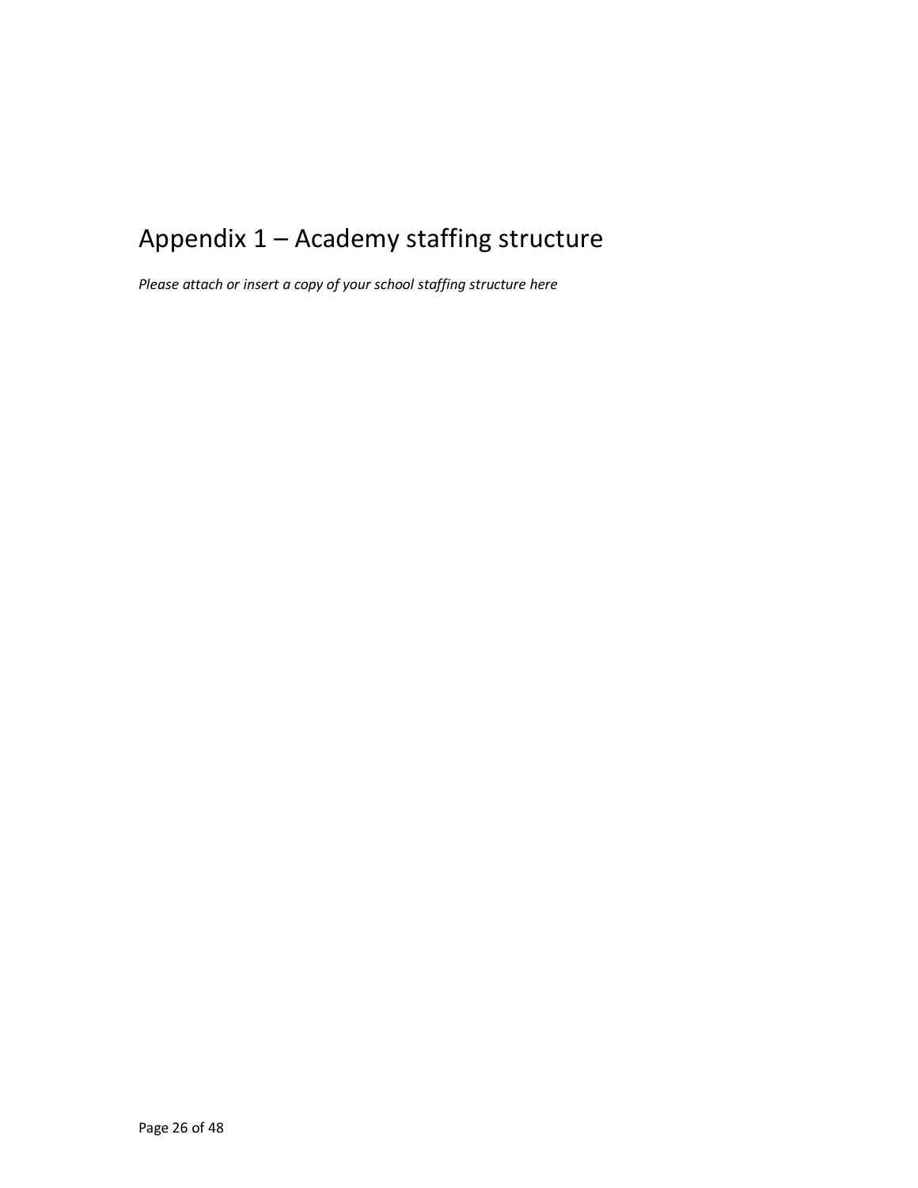# Appendix 1 – Academy staffing structure

*Please attach or insert a copy of your school staffing structure here*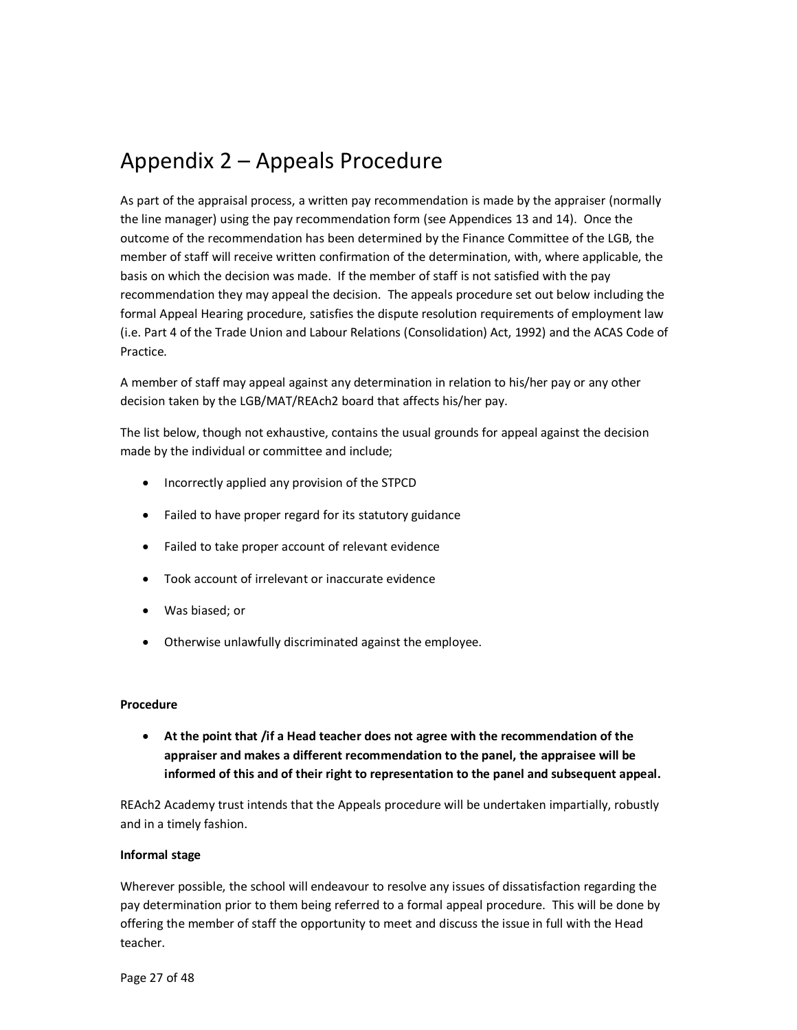# Appendix 2 – Appeals Procedure

As part of the appraisal process, a written pay recommendation is made by the appraiser (normally the line manager) using the pay recommendation form (see Appendices 13 and 14). Once the outcome of the recommendation has been determined by the Finance Committee of the LGB, the member of staff will receive written confirmation of the determination, with, where applicable, the basis on which the decision was made. If the member of staff is not satisfied with the pay recommendation they may appeal the decision. The appeals procedure set out below including the formal Appeal Hearing procedure, satisfies the dispute resolution requirements of employment law (i.e. Part 4 of the Trade Union and Labour Relations (Consolidation) Act, 1992) and the ACAS Code of Practice.

A member of staff may appeal against any determination in relation to his/her pay or any other decision taken by the LGB/MAT/REAch2 board that affects his/her pay.

The list below, though not exhaustive, contains the usual grounds for appeal against the decision made by the individual or committee and include;

- Incorrectly applied any provision of the STPCD
- Failed to have proper regard for its statutory guidance
- Failed to take proper account of relevant evidence
- Took account of irrelevant or inaccurate evidence
- Was biased; or
- Otherwise unlawfully discriminated against the employee.

**Procedure**

- **At the point that /if a Head teacher does not agree with the recommendation of the appraiser and makes a different recommendation to the panel, the appraisee will be informed of this and of their right to representation to the panel and subsequent appeal.**

REAch2 Academy trust intends that the Appeals procedure will be undertaken impartially, robustly and in a timely fashion.

**Informal stage**

Wherever possible, the school will endeavour to resolve any issues of dissatisfaction regarding the pay determination prior to them being referred to a formal appeal procedure. This will be done by offering the member of staff the opportunity to meet and discuss the issue in full with the Head teacher.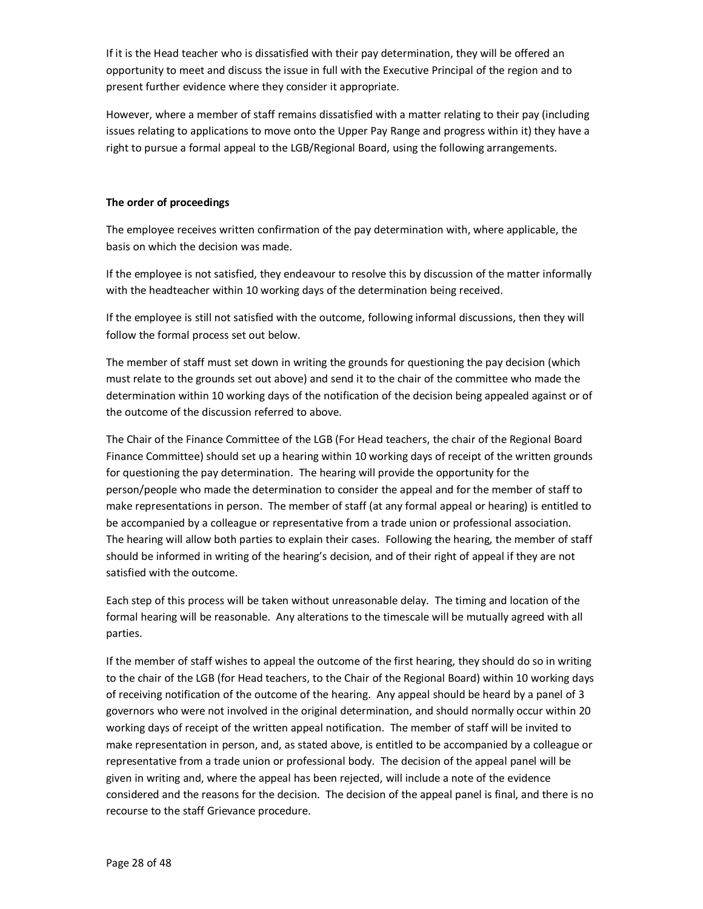If it is the Head teacher who is dissatisfied with their pay determination, they will be offered an opportunity to meet and discuss the issue in full with the Executive Principal of the region and to present further evidence where they consider it appropriate.

However, where a member of staff remains dissatisfied with a matter relating to their pay (including issues relating to applications to move onto the Upper Pay Range and progress within it) they have a right to pursue a formal appeal to the LGB/Regional Board, using the following arrangements.

**The order of proceedings**

The employee receives written confirmation of the pay determination with, where applicable, the basis on which the decision was made.

If the employee is not satisfied, they endeavour to resolve this by discussion of the matter informally with the headteacher within 10 working days of the determination being received.

If the employee is still not satisfied with the outcome, following informal discussions, then they will follow the formal process set out below.

The member of staff must set down in writing the grounds for questioning the pay decision (which must relate to the grounds set out above) and send it to the chair of the committee who made the determination within 10 working days of the notification of the decision being appealed against or of the outcome of the discussion referred to above.

The Chair of the Finance Committee of the LGB (For Head teachers, the chair of the Regional Board Finance Committee) should set up a hearing within 10 working days of receipt of the written grounds for questioning the pay determination. The hearing will provide the opportunity for the person/people who made the determination to consider the appeal and for the member of staff to make representations in person. The member of staff (at any formal appeal or hearing) is entitled to be accompanied by a colleague or representative from a trade union or professional association. The hearing will allow both parties to explain their cases. Following the hearing, the member of staff should be informed in writing of the hearing's decision, and of their right of appeal if they are not satisfied with the outcome.

Each step of this process will be taken without unreasonable delay. The timing and location of the formal hearing will be reasonable. Any alterations to the timescale will be mutually agreed with all parties.

If the member of staff wishes to appeal the outcome of the first hearing, they should do so in writing to the chair of the LGB (for Head teachers, to the Chair of the Regional Board) within 10 working days of receiving notification of the outcome of the hearing. Any appeal should be heard by a panel of 3 governors who were not involved in the original determination, and should normally occur within 20 working days of receipt of the written appeal notification. The member of staff will be invited to make representation in person, and, as stated above, is entitled to be accompanied by a colleague or representative from a trade union or professional body. The decision of the appeal panel will be given in writing and, where the appeal has been rejected, will include a note of the evidence considered and the reasons for the decision. The decision of the appeal panel is final, and there is no recourse to the staff Grievance procedure.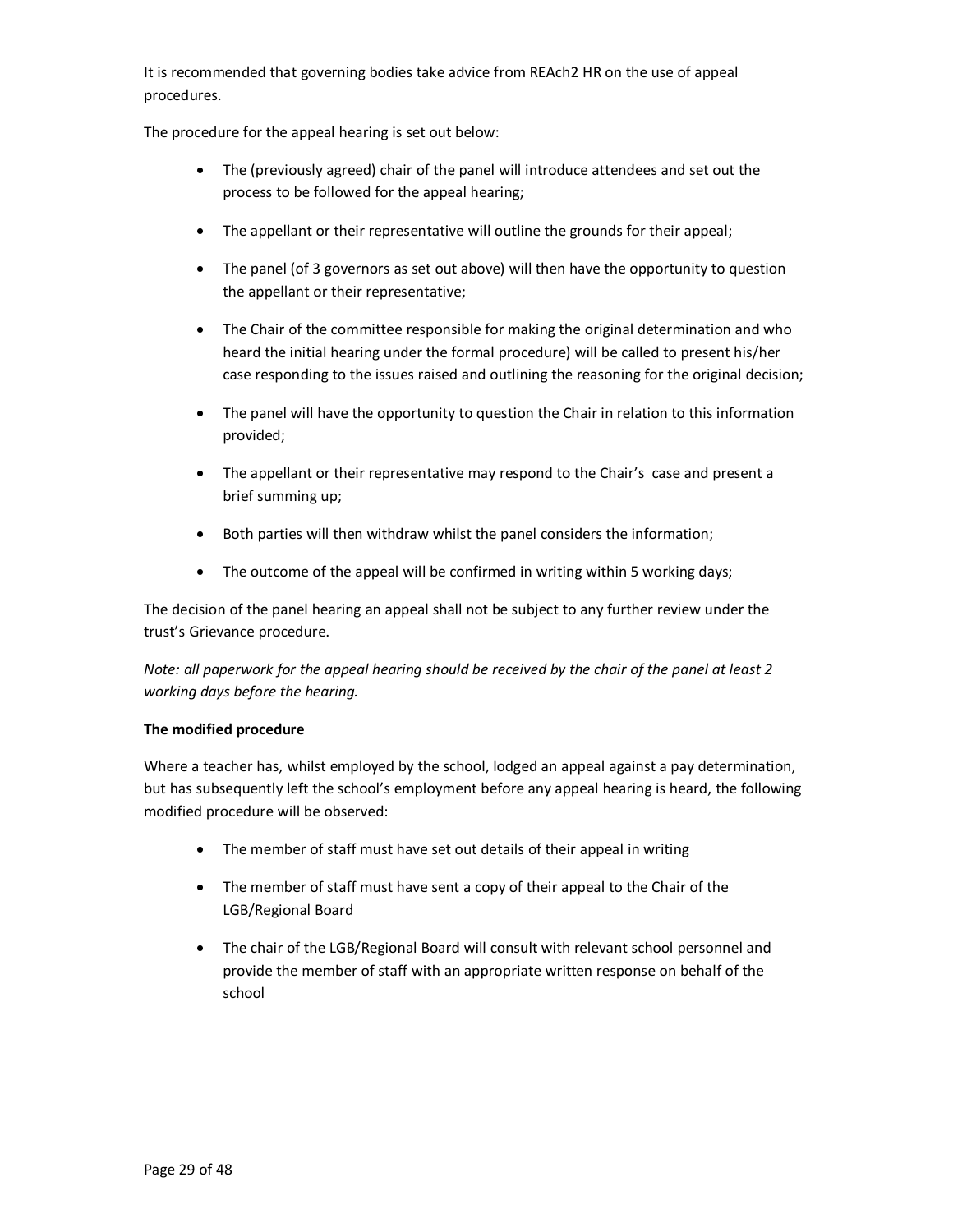It is recommended that governing bodies take advice from REAch2 HR on the use of appeal procedures.

The procedure for the appeal hearing is set out below:

- The (previously agreed) chair of the panel will introduce attendees and set out the process to be followed for the appeal hearing;
- The appellant or their representative will outline the grounds for their appeal;
- The panel (of 3 governors as set out above) will then have the opportunity to question the appellant or their representative;
- The Chair of the committee responsible for making the original determination and who heard the initial hearing under the formal procedure) will be called to present his/her case responding to the issues raised and outlining the reasoning for the original decision;
- The panel will have the opportunity to question the Chair in relation to this information provided;
- The appellant or their representative may respond to the Chair's case and present a brief summing up;
- Both parties will then withdraw whilst the panel considers the information;
- The outcome of the appeal will be confirmed in writing within 5 working days;

The decision of the panel hearing an appeal shall not be subject to any further review under the trust's Grievance procedure.

*Note: all paperwork for the appeal hearing should be received by the chair of the panel at least 2 working days before the hearing.*

**The modified procedure**

Where a teacher has, whilst employed by the school, lodged an appeal against a pay determination, but has subsequently left the school's employment before any appeal hearing is heard, the following modified procedure will be observed:

- The member of staff must have set out details of their appeal in writing
- The member of staff must have sent a copy of their appeal to the Chair of the LGB/Regional Board
- The chair of the LGB/Regional Board will consult with relevant school personnel and provide the member of staff with an appropriate written response on behalf of the school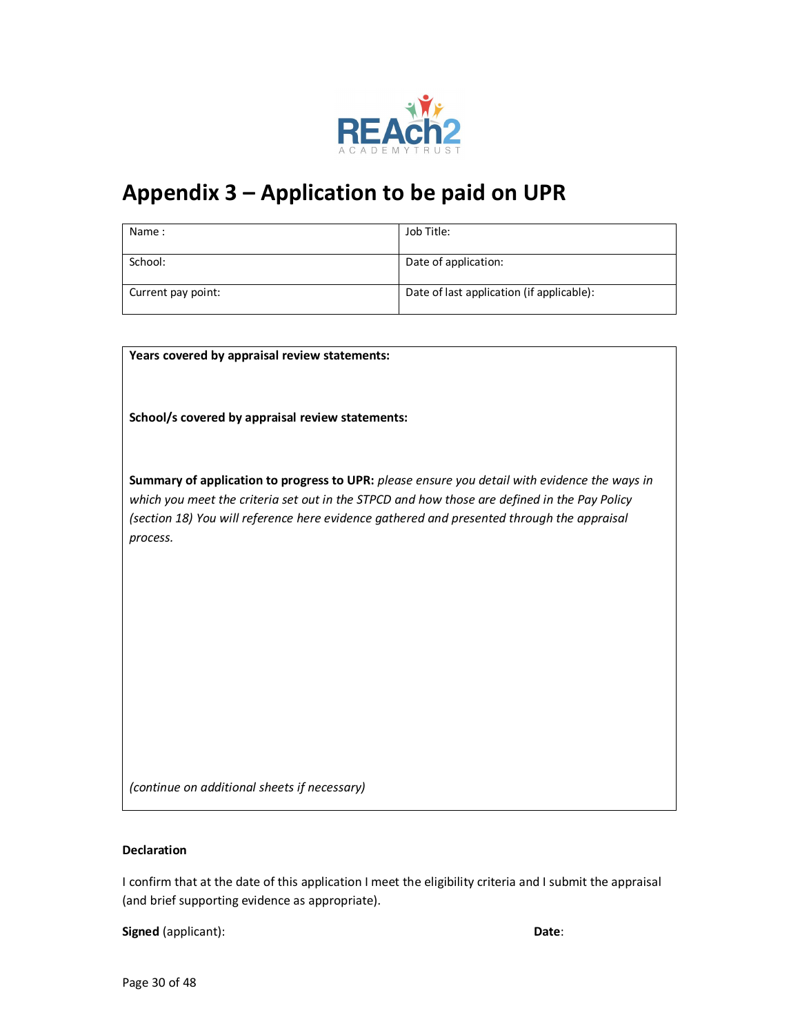# Appendix 3 – Application to be paid on UPR

| Name : | Job Title: |
|---|---|
| School: | Date of application: |
| Current pay point: | Date of last application (if applicable): |

**Years covered by appraisal review statements:**

**School/s covered by appraisal review statements:**

**Summary of application to progress to UPR:** *please ensure you detail with evidence the ways in which you meet the criteria set out in the STPCD and how those are defined in the Pay Policy (section 18) You will reference here evidence gathered and presented through the appraisal process.*

*(continue on additional sheets if necessary)*

**Declaration**

I confirm that at the date of this application I meet the eligibility criteria and I submit the appraisal (and brief supporting evidence as appropriate).

**Signed** (applicant): **Date**: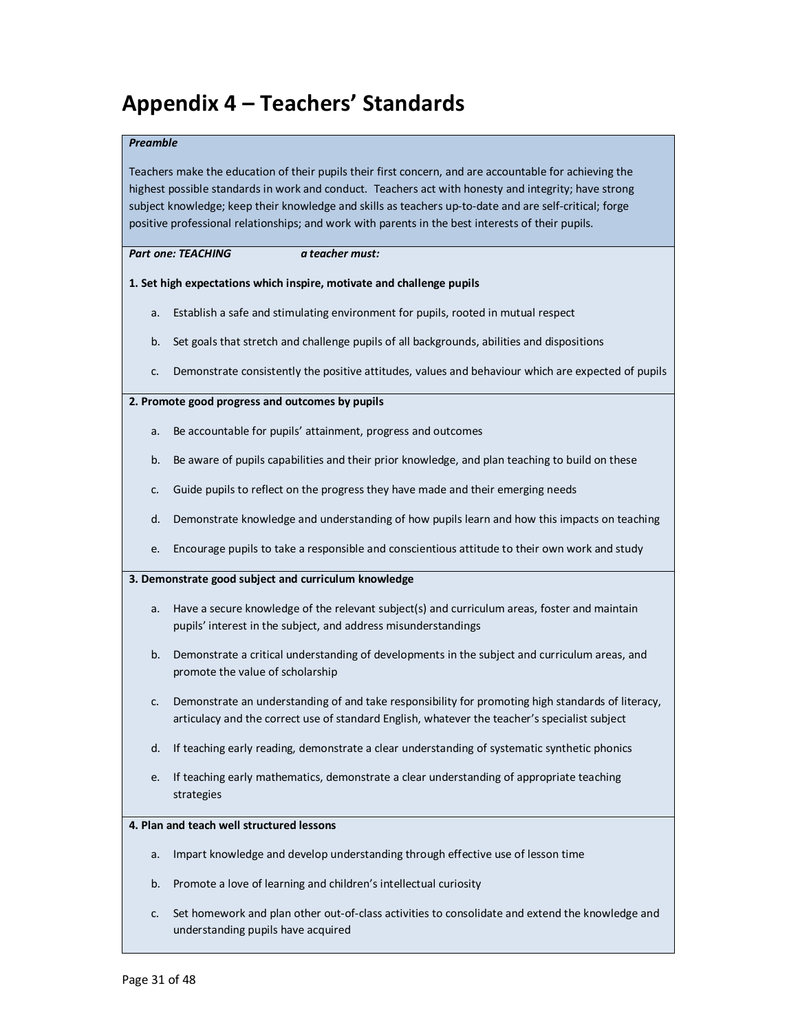# Appendix 4 – Teachers' Standards

***Preamble***

Teachers make the education of their pupils their first concern, and are accountable for achieving the highest possible standards in work and conduct. Teachers act with honesty and integrity; have strong subject knowledge; keep their knowledge and skills as teachers up-to-date and are self-critical; forge positive professional relationships; and work with parents in the best interests of their pupils.

***Part one: TEACHING*** ***a teacher must:***

**1. Set high expectations which inspire, motivate and challenge pupils**

a. Establish a safe and stimulating environment for pupils, rooted in mutual respect

b. Set goals that stretch and challenge pupils of all backgrounds, abilities and dispositions

c. Demonstrate consistently the positive attitudes, values and behaviour which are expected of pupils

**2. Promote good progress and outcomes by pupils**

a. Be accountable for pupils' attainment, progress and outcomes

b. Be aware of pupils capabilities and their prior knowledge, and plan teaching to build on these

c. Guide pupils to reflect on the progress they have made and their emerging needs

d. Demonstrate knowledge and understanding of how pupils learn and how this impacts on teaching

e. Encourage pupils to take a responsible and conscientious attitude to their own work and study

**3. Demonstrate good subject and curriculum knowledge**

a. Have a secure knowledge of the relevant subject(s) and curriculum areas, foster and maintain pupils' interest in the subject, and address misunderstandings

b. Demonstrate a critical understanding of developments in the subject and curriculum areas, and promote the value of scholarship

c. Demonstrate an understanding of and take responsibility for promoting high standards of literacy, articulacy and the correct use of standard English, whatever the teacher's specialist subject

d. If teaching early reading, demonstrate a clear understanding of systematic synthetic phonics

e. If teaching early mathematics, demonstrate a clear understanding of appropriate teaching strategies

**4. Plan and teach well structured lessons**

a. Impart knowledge and develop understanding through effective use of lesson time

b. Promote a love of learning and children's intellectual curiosity

c. Set homework and plan other out-of-class activities to consolidate and extend the knowledge and understanding pupils have acquired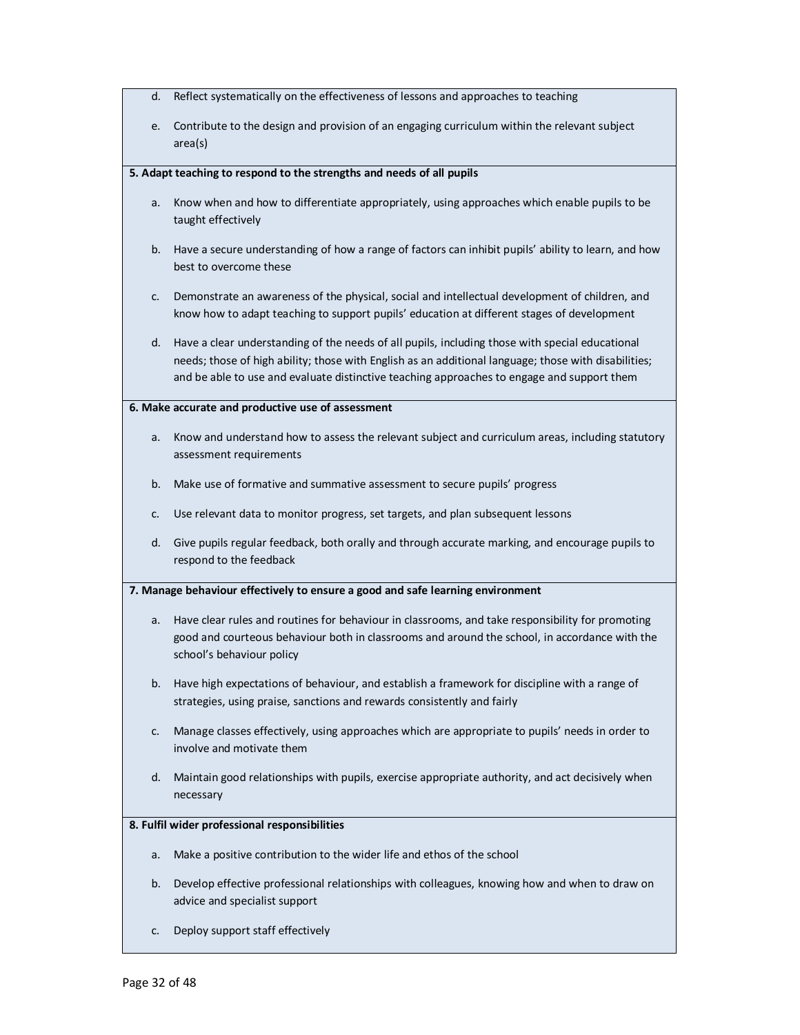d. Reflect systematically on the effectiveness of lessons and approaches to teaching

e. Contribute to the design and provision of an engaging curriculum within the relevant subject area(s)

**5. Adapt teaching to respond to the strengths and needs of all pupils**

a. Know when and how to differentiate appropriately, using approaches which enable pupils to be taught effectively

b. Have a secure understanding of how a range of factors can inhibit pupils' ability to learn, and how best to overcome these

c. Demonstrate an awareness of the physical, social and intellectual development of children, and know how to adapt teaching to support pupils' education at different stages of development

d. Have a clear understanding of the needs of all pupils, including those with special educational needs; those of high ability; those with English as an additional language; those with disabilities; and be able to use and evaluate distinctive teaching approaches to engage and support them

**6. Make accurate and productive use of assessment**

a. Know and understand how to assess the relevant subject and curriculum areas, including statutory assessment requirements

b. Make use of formative and summative assessment to secure pupils' progress

c. Use relevant data to monitor progress, set targets, and plan subsequent lessons

d. Give pupils regular feedback, both orally and through accurate marking, and encourage pupils to respond to the feedback

**7. Manage behaviour effectively to ensure a good and safe learning environment**

a. Have clear rules and routines for behaviour in classrooms, and take responsibility for promoting good and courteous behaviour both in classrooms and around the school, in accordance with the school's behaviour policy

b. Have high expectations of behaviour, and establish a framework for discipline with a range of strategies, using praise, sanctions and rewards consistently and fairly

c. Manage classes effectively, using approaches which are appropriate to pupils' needs in order to involve and motivate them

d. Maintain good relationships with pupils, exercise appropriate authority, and act decisively when necessary

**8. Fulfil wider professional responsibilities**

a. Make a positive contribution to the wider life and ethos of the school

b. Develop effective professional relationships with colleagues, knowing how and when to draw on advice and specialist support

c. Deploy support staff effectively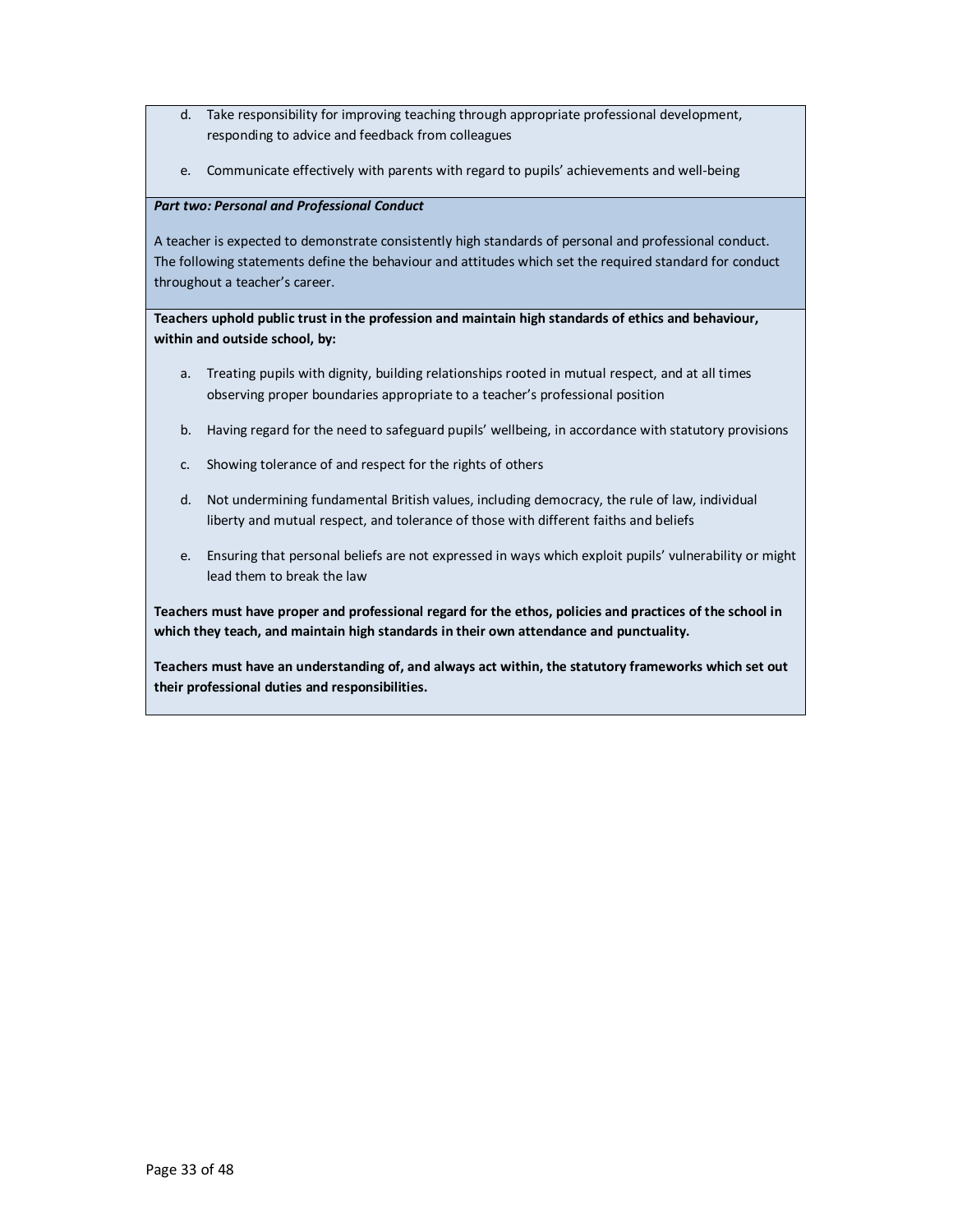d. Take responsibility for improving teaching through appropriate professional development, responding to advice and feedback from colleagues

e. Communicate effectively with parents with regard to pupils' achievements and well-being

***Part two: Personal and Professional Conduct***

A teacher is expected to demonstrate consistently high standards of personal and professional conduct. The following statements define the behaviour and attitudes which set the required standard for conduct throughout a teacher's career.

**Teachers uphold public trust in the profession and maintain high standards of ethics and behaviour, within and outside school, by:**

a. Treating pupils with dignity, building relationships rooted in mutual respect, and at all times observing proper boundaries appropriate to a teacher's professional position

b. Having regard for the need to safeguard pupils' wellbeing, in accordance with statutory provisions

c. Showing tolerance of and respect for the rights of others

d. Not undermining fundamental British values, including democracy, the rule of law, individual liberty and mutual respect, and tolerance of those with different faiths and beliefs

e. Ensuring that personal beliefs are not expressed in ways which exploit pupils' vulnerability or might lead them to break the law

**Teachers must have proper and professional regard for the ethos, policies and practices of the school in which they teach, and maintain high standards in their own attendance and punctuality.**

**Teachers must have an understanding of, and always act within, the statutory frameworks which set out their professional duties and responsibilities.**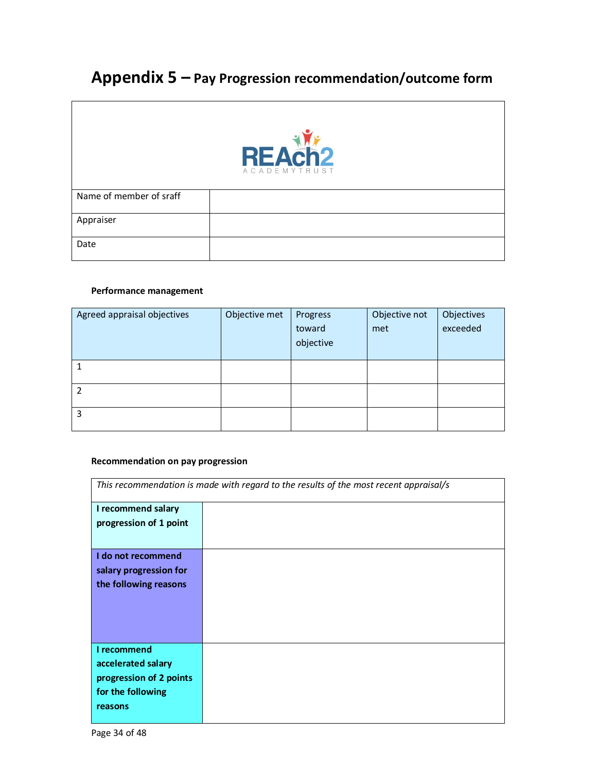# Appendix 5 – Pay Progression recommendation/outcome form

REAch2 ACADEMY TRUST

| | |
|---|---|
| Name of member of sraff | |
| Appraiser | |
| Date | |

**Performance management**

| Agreed appraisal objectives | Objective met | Progress toward objective | Objective not met | Objectives exceeded |
|---|---|---|---|---|
| 1 | | | | |
| 2 | | | | |
| 3 | | | | |

**Recommendation on pay progression**

| *This recommendation is made with regard to the results of the most recent appraisal/s* | |
|---|---|
| **I recommend salary progression of 1 point** | |
| **I do not recommend salary progression for the following reasons** | |
| **I recommend accelerated salary progression of 2 points for the following reasons** | |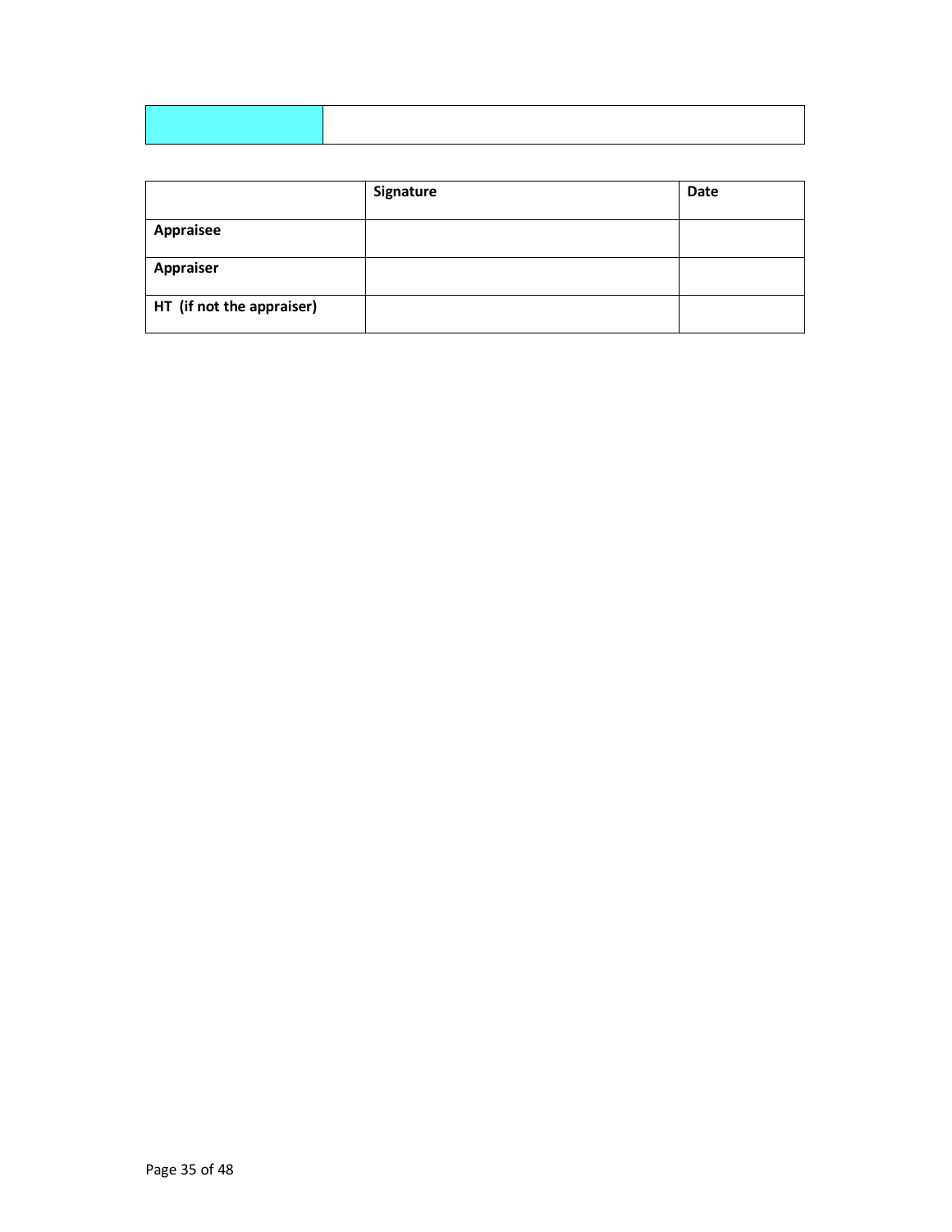| | |
|---|---|
| | |

| | Signature | Date |
|---|---|---|
| **Appraisee** | | |
| **Appraiser** | | |
| **HT (if not the appraiser)** | | |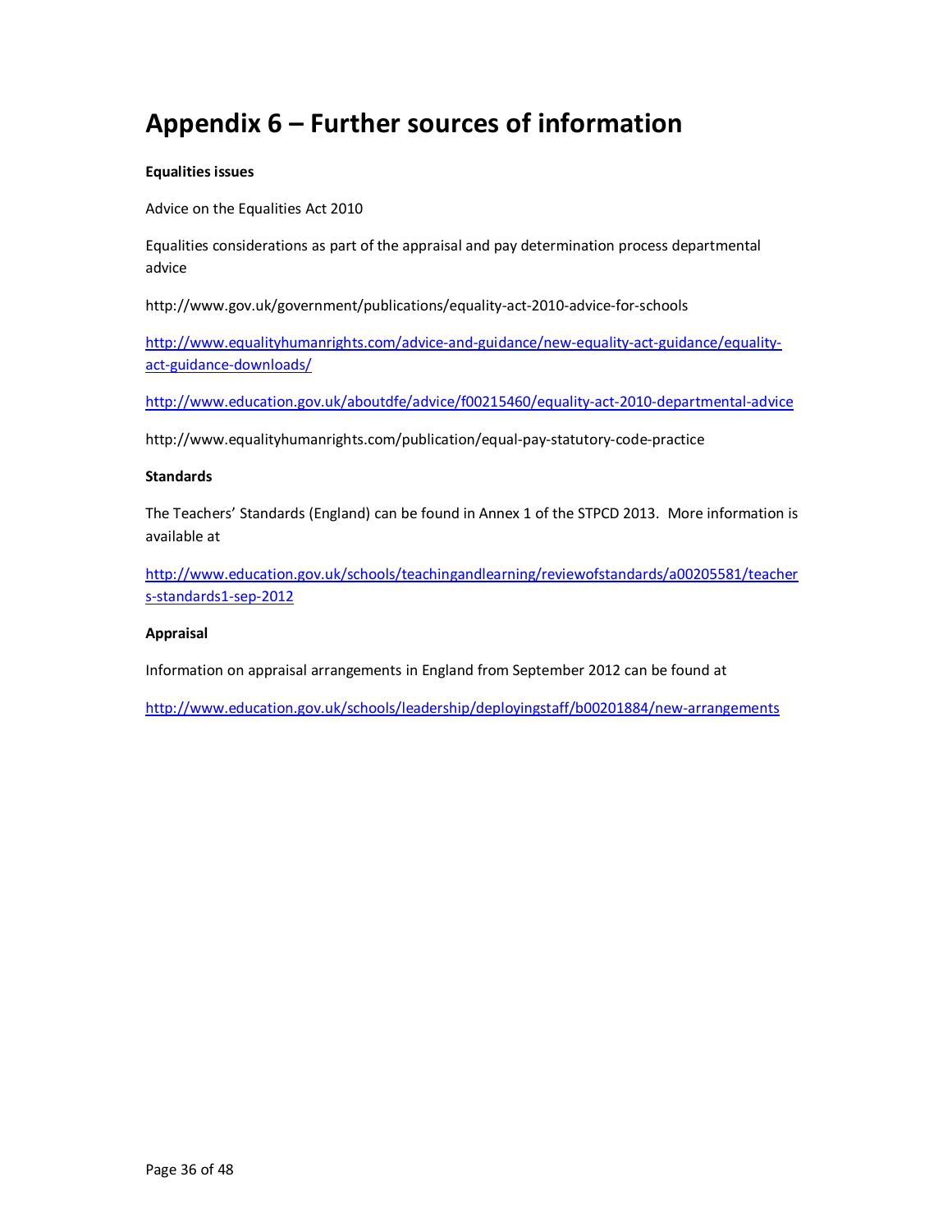# Appendix 6 – Further sources of information

**Equalities issues**

Advice on the Equalities Act 2010

Equalities considerations as part of the appraisal and pay determination process departmental advice

http://www.gov.uk/government/publications/equality-act-2010-advice-for-schools

http://www.equalityhumanrights.com/advice-and-guidance/new-equality-act-guidance/equality-act-guidance-downloads/

http://www.education.gov.uk/aboutdfe/advice/f00215460/equality-act-2010-departmental-advice

http://www.equalityhumanrights.com/publication/equal-pay-statutory-code-practice

**Standards**

The Teachers' Standards (England) can be found in Annex 1 of the STPCD 2013. More information is available at

http://www.education.gov.uk/schools/teachingandlearning/reviewofstandards/a00205581/teachers-standards1-sep-2012

**Appraisal**

Information on appraisal arrangements in England from September 2012 can be found at

http://www.education.gov.uk/schools/leadership/deployingstaff/b00201884/new-arrangements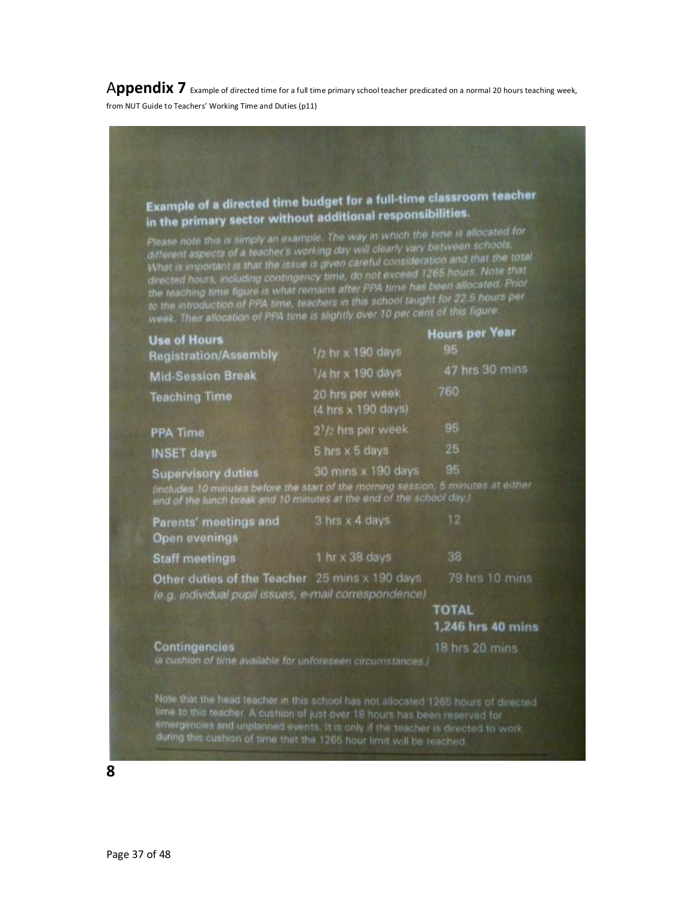**Appendix 7** Example of directed time for a full time primary school teacher predicated on a normal 20 hours teaching week, from NUT Guide to Teachers' Working Time and Duties (p11)

## Example of a directed time budget for a full-time classroom teacher in the primary sector without additional responsibilities.

*Please note this is simply an example. The way in which the time is allocated for different aspects of a teacher's working day will clearly vary between schools. What is important is that the issue is given careful consideration and that the total directed hours, including contingency time, do not exceed 1265 hours. Note that the teaching time figure is what remains after PPA time has been allocated. Prior to the introduction of PPA time, teachers in this school taught for 22.5 hours per week. Their allocation of PPA time is slightly over 10 per cent of this figure.*

| Use of Hours | | Hours per Year |
|---|---|---|
| Registration/Assembly | 1/2 hr x 190 days | 95 |
| Mid-Session Break | 1/4 hr x 190 days | 47 hrs 30 mins |
| Teaching Time | 20 hrs per week (4 hrs x 190 days) | 760 |
| PPA Time | 2 1/2 hrs per week | 95 |
| INSET days | 5 hrs x 5 days | 25 |
| Supervisory duties *(includes 10 minutes before the start of the morning session, 5 minutes at either end of the lunch break and 10 minutes at the end of the school day.)* | 30 mins x 190 days | 95 |
| Parents' meetings and Open evenings | 3 hrs x 4 days | 12 |
| Staff meetings | 1 hr x 38 days | 38 |
| Other duties of the Teacher *(e.g. individual pupil issues, e-mail correspondence)* | 25 mins x 190 days | 79 hrs 10 mins |
| | | **TOTAL 1,246 hrs 40 mins** |
| Contingencies *(a cushion of time available for unforeseen circumstances.)* | | 18 hrs 20 mins |

Note that the head teacher in this school has not allocated 1265 hours of directed time to this teacher. A cushion of just over 18 hours has been reserved for emergencies and unplanned events. It is only if the teacher is directed to work during this cushion of time that the 1265 hour limit will be reached.

**8**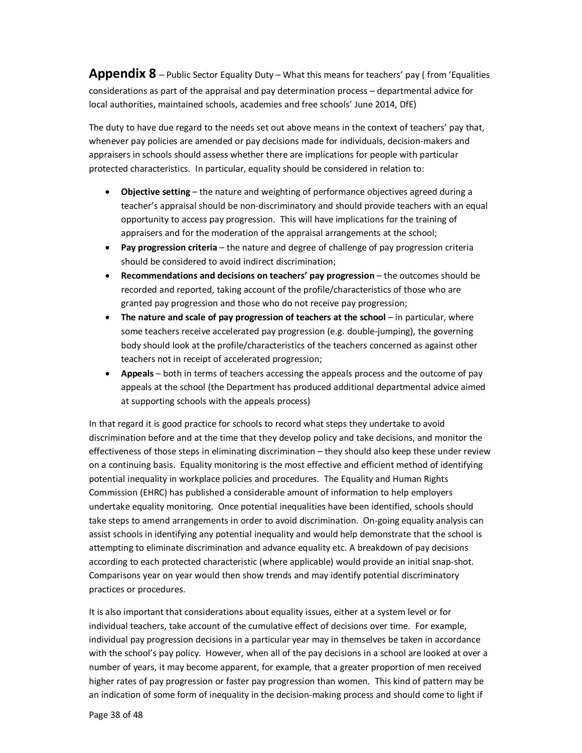## **Appendix 8** – Public Sector Equality Duty – What this means for teachers' pay ( from 'Equalities considerations as part of the appraisal and pay determination process – departmental advice for local authorities, maintained schools, academies and free schools' June 2014, DfE)

The duty to have due regard to the needs set out above means in the context of teachers' pay that, whenever pay policies are amended or pay decisions made for individuals, decision-makers and appraisers in schools should assess whether there are implications for people with particular protected characteristics. In particular, equality should be considered in relation to:

- **Objective setting** – the nature and weighting of performance objectives agreed during a teacher's appraisal should be non-discriminatory and should provide teachers with an equal opportunity to access pay progression. This will have implications for the training of appraisers and for the moderation of the appraisal arrangements at the school;
- **Pay progression criteria** – the nature and degree of challenge of pay progression criteria should be considered to avoid indirect discrimination;
- **Recommendations and decisions on teachers' pay progression** – the outcomes should be recorded and reported, taking account of the profile/characteristics of those who are granted pay progression and those who do not receive pay progression;
- **The nature and scale of pay progression of teachers at the school** – in particular, where some teachers receive accelerated pay progression (e.g. double-jumping), the governing body should look at the profile/characteristics of the teachers concerned as against other teachers not in receipt of accelerated progression;
- **Appeals** – both in terms of teachers accessing the appeals process and the outcome of pay appeals at the school (the Department has produced additional departmental advice aimed at supporting schools with the appeals process)

In that regard it is good practice for schools to record what steps they undertake to avoid discrimination before and at the time that they develop policy and take decisions, and monitor the effectiveness of those steps in eliminating discrimination – they should also keep these under review on a continuing basis. Equality monitoring is the most effective and efficient method of identifying potential inequality in workplace policies and procedures. The Equality and Human Rights Commission (EHRC) has published a considerable amount of information to help employers undertake equality monitoring. Once potential inequalities have been identified, schools should take steps to amend arrangements in order to avoid discrimination. On-going equality analysis can assist schools in identifying any potential inequality and would help demonstrate that the school is attempting to eliminate discrimination and advance equality etc. A breakdown of pay decisions according to each protected characteristic (where applicable) would provide an initial snap-shot. Comparisons year on year would then show trends and may identify potential discriminatory practices or procedures.

It is also important that considerations about equality issues, either at a system level or for individual teachers, take account of the cumulative effect of decisions over time. For example, individual pay progression decisions in a particular year may in themselves be taken in accordance with the school's pay policy. However, when all of the pay decisions in a school are looked at over a number of years, it may become apparent, for example, that a greater proportion of men received higher rates of pay progression or faster pay progression than women. This kind of pattern may be an indication of some form of inequality in the decision-making process and should come to light if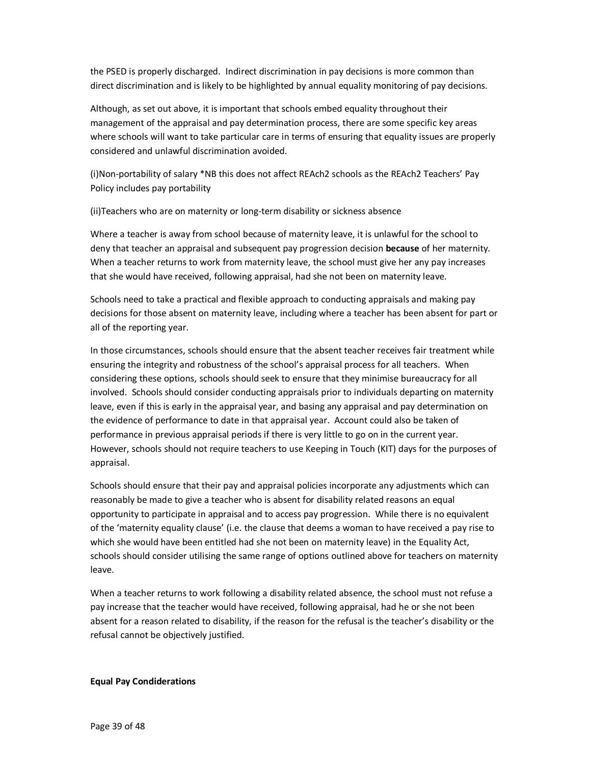the PSED is properly discharged. Indirect discrimination in pay decisions is more common than direct discrimination and is likely to be highlighted by annual equality monitoring of pay decisions.

Although, as set out above, it is important that schools embed equality throughout their management of the appraisal and pay determination process, there are some specific key areas where schools will want to take particular care in terms of ensuring that equality issues are properly considered and unlawful discrimination avoided.

(i)Non-portability of salary *NB this does not affect REAch2 schools as the REAch2 Teachers' Pay Policy includes pay portability

(ii)Teachers who are on maternity or long-term disability or sickness absence

Where a teacher is away from school because of maternity leave, it is unlawful for the school to deny that teacher an appraisal and subsequent pay progression decision **because** of her maternity. When a teacher returns to work from maternity leave, the school must give her any pay increases that she would have received, following appraisal, had she not been on maternity leave.

Schools need to take a practical and flexible approach to conducting appraisals and making pay decisions for those absent on maternity leave, including where a teacher has been absent for part or all of the reporting year.

In those circumstances, schools should ensure that the absent teacher receives fair treatment while ensuring the integrity and robustness of the school's appraisal process for all teachers. When considering these options, schools should seek to ensure that they minimise bureaucracy for all involved. Schools should consider conducting appraisals prior to individuals departing on maternity leave, even if this is early in the appraisal year, and basing any appraisal and pay determination on the evidence of performance to date in that appraisal year. Account could also be taken of performance in previous appraisal periods if there is very little to go on in the current year. However, schools should not require teachers to use Keeping in Touch (KIT) days for the purposes of appraisal.

Schools should ensure that their pay and appraisal policies incorporate any adjustments which can reasonably be made to give a teacher who is absent for disability related reasons an equal opportunity to participate in appraisal and to access pay progression. While there is no equivalent of the 'maternity equality clause' (i.e. the clause that deems a woman to have received a pay rise to which she would have been entitled had she not been on maternity leave) in the Equality Act, schools should consider utilising the same range of options outlined above for teachers on maternity leave.

When a teacher returns to work following a disability related absence, the school must not refuse a pay increase that the teacher would have received, following appraisal, had he or she not been absent for a reason related to disability, if the reason for the refusal is the teacher's disability or the refusal cannot be objectively justified.

**Equal Pay Condiderations**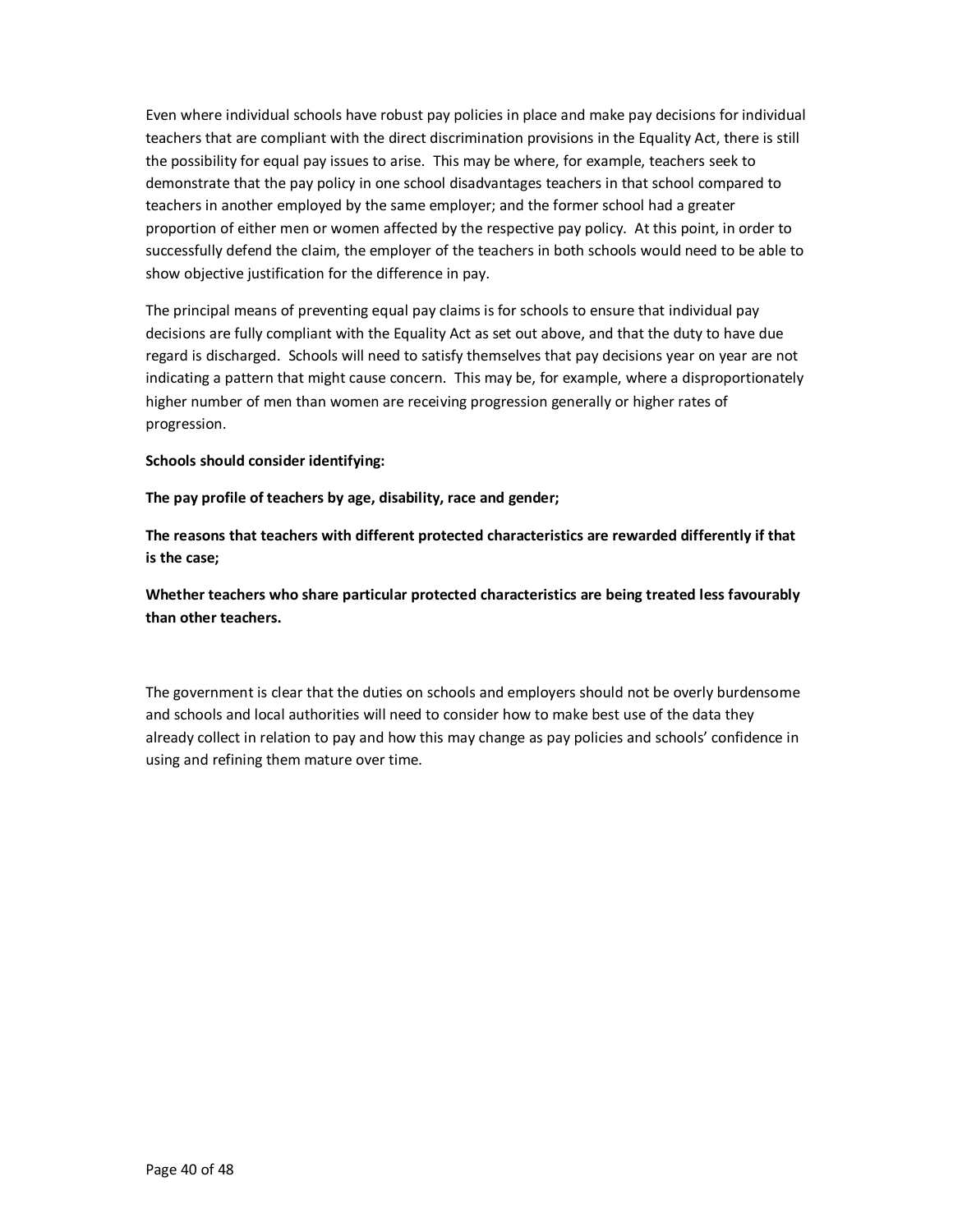Even where individual schools have robust pay policies in place and make pay decisions for individual teachers that are compliant with the direct discrimination provisions in the Equality Act, there is still the possibility for equal pay issues to arise. This may be where, for example, teachers seek to demonstrate that the pay policy in one school disadvantages teachers in that school compared to teachers in another employed by the same employer; and the former school had a greater proportion of either men or women affected by the respective pay policy. At this point, in order to successfully defend the claim, the employer of the teachers in both schools would need to be able to show objective justification for the difference in pay.

The principal means of preventing equal pay claims is for schools to ensure that individual pay decisions are fully compliant with the Equality Act as set out above, and that the duty to have due regard is discharged. Schools will need to satisfy themselves that pay decisions year on year are not indicating a pattern that might cause concern. This may be, for example, where a disproportionately higher number of men than women are receiving progression generally or higher rates of progression.

**Schools should consider identifying:**

**The pay profile of teachers by age, disability, race and gender;**

**The reasons that teachers with different protected characteristics are rewarded differently if that is the case;**

**Whether teachers who share particular protected characteristics are being treated less favourably than other teachers.**

The government is clear that the duties on schools and employers should not be overly burdensome and schools and local authorities will need to consider how to make best use of the data they already collect in relation to pay and how this may change as pay policies and schools' confidence in using and refining them mature over time.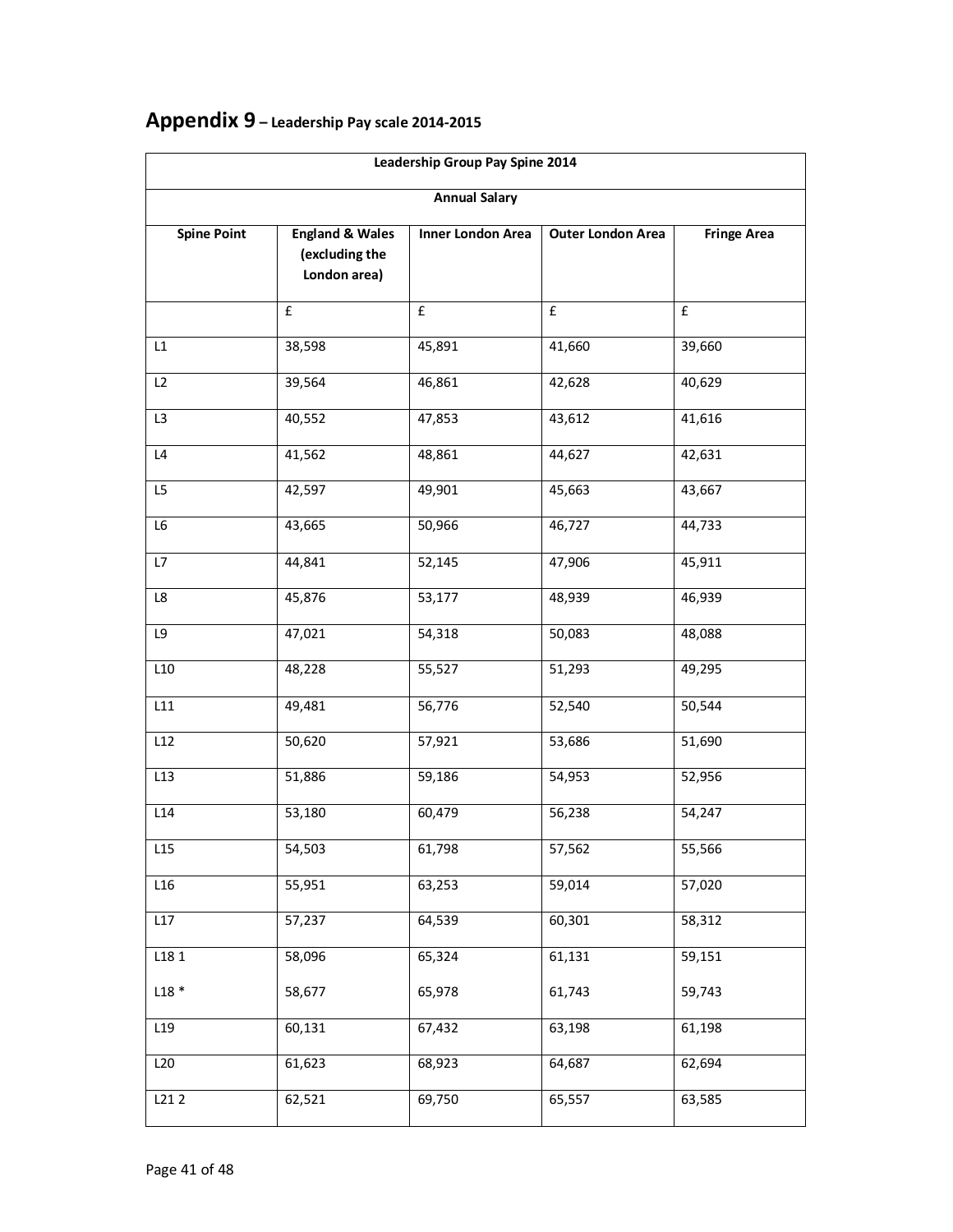# Appendix 9 – Leadership Pay scale 2014-2015

| Leadership Group Pay Spine 2014 | | | | |
|---|---|---|---|---|
| Annual Salary | | | | |
| Spine Point | England & Wales (excluding the London area) | Inner London Area | Outer London Area | Fringe Area |
| | £ | £ | £ | £ |
| L1 | 38,598 | 45,891 | 41,660 | 39,660 |
| L2 | 39,564 | 46,861 | 42,628 | 40,629 |
| L3 | 40,552 | 47,853 | 43,612 | 41,616 |
| L4 | 41,562 | 48,861 | 44,627 | 42,631 |
| L5 | 42,597 | 49,901 | 45,663 | 43,667 |
| L6 | 43,665 | 50,966 | 46,727 | 44,733 |
| L7 | 44,841 | 52,145 | 47,906 | 45,911 |
| L8 | 45,876 | 53,177 | 48,939 | 46,939 |
| L9 | 47,021 | 54,318 | 50,083 | 48,088 |
| L10 | 48,228 | 55,527 | 51,293 | 49,295 |
| L11 | 49,481 | 56,776 | 52,540 | 50,544 |
| L12 | 50,620 | 57,921 | 53,686 | 51,690 |
| L13 | 51,886 | 59,186 | 54,953 | 52,956 |
| L14 | 53,180 | 60,479 | 56,238 | 54,247 |
| L15 | 54,503 | 61,798 | 57,562 | 55,566 |
| L16 | 55,951 | 63,253 | 59,014 | 57,020 |
| L17 | 57,237 | 64,539 | 60,301 | 58,312 |
| L18 1 | 58,096 | 65,324 | 61,131 | 59,151 |
| L18 * | 58,677 | 65,978 | 61,743 | 59,743 |
| L19 | 60,131 | 67,432 | 63,198 | 61,198 |
| L20 | 61,623 | 68,923 | 64,687 | 62,694 |
| L21 2 | 62,521 | 69,750 | 65,557 | 63,585 |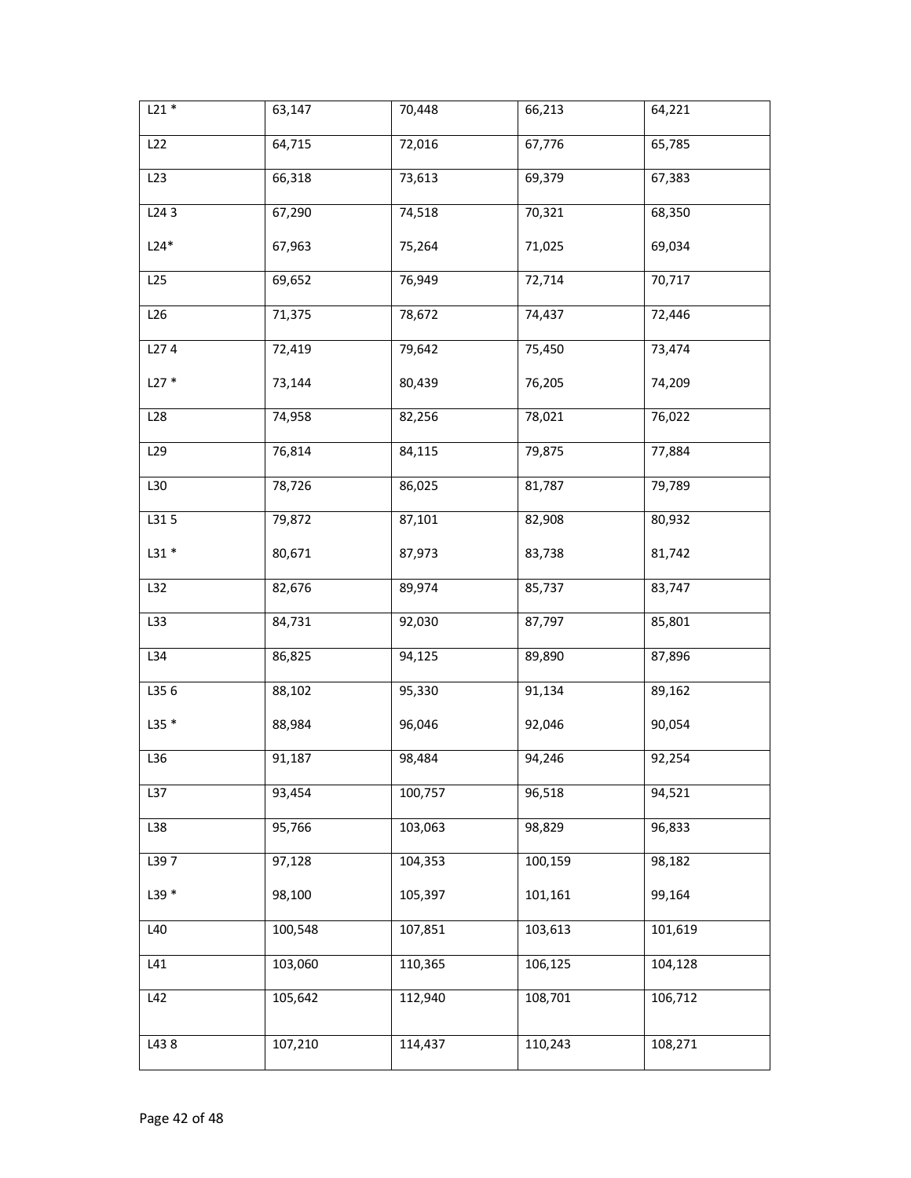| | | | | |
|---|---|---|---|---|
| L21 * | 63,147 | 70,448 | 66,213 | 64,221 |
| L22 | 64,715 | 72,016 | 67,776 | 65,785 |
| L23 | 66,318 | 73,613 | 69,379 | 67,383 |
| L24 3 | 67,290 | 74,518 | 70,321 | 68,350 |
| L24* | 67,963 | 75,264 | 71,025 | 69,034 |
| L25 | 69,652 | 76,949 | 72,714 | 70,717 |
| L26 | 71,375 | 78,672 | 74,437 | 72,446 |
| L27 4 | 72,419 | 79,642 | 75,450 | 73,474 |
| L27 * | 73,144 | 80,439 | 76,205 | 74,209 |
| L28 | 74,958 | 82,256 | 78,021 | 76,022 |
| L29 | 76,814 | 84,115 | 79,875 | 77,884 |
| L30 | 78,726 | 86,025 | 81,787 | 79,789 |
| L31 5 | 79,872 | 87,101 | 82,908 | 80,932 |
| L31 * | 80,671 | 87,973 | 83,738 | 81,742 |
| L32 | 82,676 | 89,974 | 85,737 | 83,747 |
| L33 | 84,731 | 92,030 | 87,797 | 85,801 |
| L34 | 86,825 | 94,125 | 89,890 | 87,896 |
| L35 6 | 88,102 | 95,330 | 91,134 | 89,162 |
| L35 * | 88,984 | 96,046 | 92,046 | 90,054 |
| L36 | 91,187 | 98,484 | 94,246 | 92,254 |
| L37 | 93,454 | 100,757 | 96,518 | 94,521 |
| L38 | 95,766 | 103,063 | 98,829 | 96,833 |
| L39 7 | 97,128 | 104,353 | 100,159 | 98,182 |
| L39 * | 98,100 | 105,397 | 101,161 | 99,164 |
| L40 | 100,548 | 107,851 | 103,613 | 101,619 |
| L41 | 103,060 | 110,365 | 106,125 | 104,128 |
| L42 | 105,642 | 112,940 | 108,701 | 106,712 |
| L43 8 | 107,210 | 114,437 | 110,243 | 108,271 |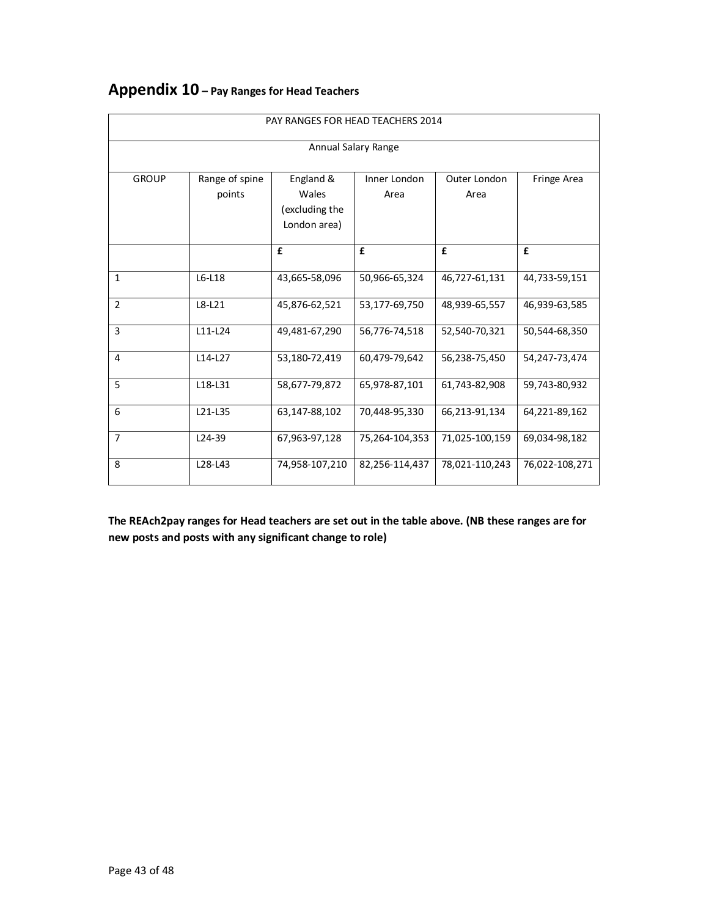## Appendix 10 – Pay Ranges for Head Teachers

| PAY RANGES FOR HEAD TEACHERS 2014 | | | | | |
|---|---|---|---|---|---|
| Annual Salary Range | | | | | |
| GROUP | Range of spine points | England & Wales (excluding the London area) | Inner London Area | Outer London Area | Fringe Area |
| | | £ | £ | £ | £ |
| 1 | L6-L18 | 43,665-58,096 | 50,966-65,324 | 46,727-61,131 | 44,733-59,151 |
| 2 | L8-L21 | 45,876-62,521 | 53,177-69,750 | 48,939-65,557 | 46,939-63,585 |
| 3 | L11-L24 | 49,481-67,290 | 56,776-74,518 | 52,540-70,321 | 50,544-68,350 |
| 4 | L14-L27 | 53,180-72,419 | 60,479-79,642 | 56,238-75,450 | 54,247-73,474 |
| 5 | L18-L31 | 58,677-79,872 | 65,978-87,101 | 61,743-82,908 | 59,743-80,932 |
| 6 | L21-L35 | 63,147-88,102 | 70,448-95,330 | 66,213-91,134 | 64,221-89,162 |
| 7 | L24-39 | 67,963-97,128 | 75,264-104,353 | 71,025-100,159 | 69,034-98,182 |
| 8 | L28-L43 | 74,958-107,210 | 82,256-114,437 | 78,021-110,243 | 76,022-108,271 |

**The REAch2pay ranges for Head teachers are set out in the table above. (NB these ranges are for new posts and posts with any significant change to role)**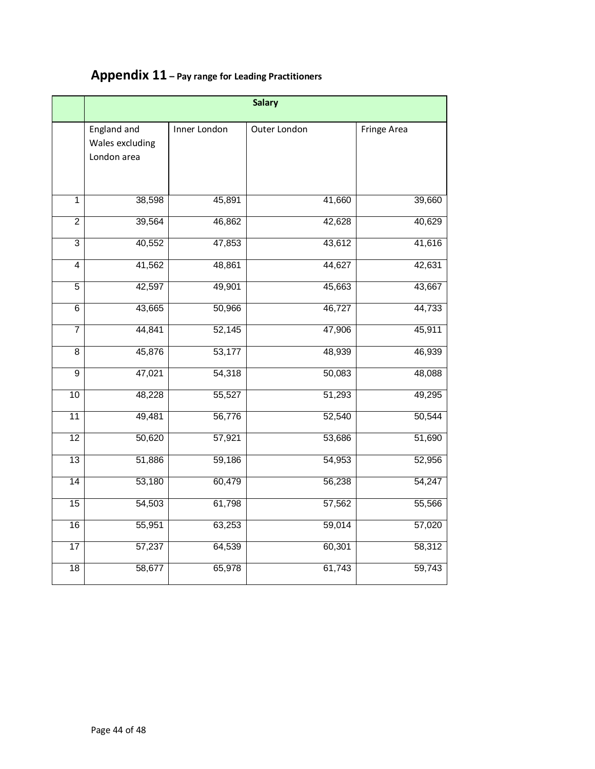## Appendix 11 – Pay range for Leading Practitioners

| | Salary | | | |
|---|---|---|---|---|
| | England and Wales excluding London area | Inner London | Outer London | Fringe Area |
| 1 | 38,598 | 45,891 | 41,660 | 39,660 |
| 2 | 39,564 | 46,862 | 42,628 | 40,629 |
| 3 | 40,552 | 47,853 | 43,612 | 41,616 |
| 4 | 41,562 | 48,861 | 44,627 | 42,631 |
| 5 | 42,597 | 49,901 | 45,663 | 43,667 |
| 6 | 43,665 | 50,966 | 46,727 | 44,733 |
| 7 | 44,841 | 52,145 | 47,906 | 45,911 |
| 8 | 45,876 | 53,177 | 48,939 | 46,939 |
| 9 | 47,021 | 54,318 | 50,083 | 48,088 |
| 10 | 48,228 | 55,527 | 51,293 | 49,295 |
| 11 | 49,481 | 56,776 | 52,540 | 50,544 |
| 12 | 50,620 | 57,921 | 53,686 | 51,690 |
| 13 | 51,886 | 59,186 | 54,953 | 52,956 |
| 14 | 53,180 | 60,479 | 56,238 | 54,247 |
| 15 | 54,503 | 61,798 | 57,562 | 55,566 |
| 16 | 55,951 | 63,253 | 59,014 | 57,020 |
| 17 | 57,237 | 64,539 | 60,301 | 58,312 |
| 18 | 58,677 | 65,978 | 61,743 | 59,743 |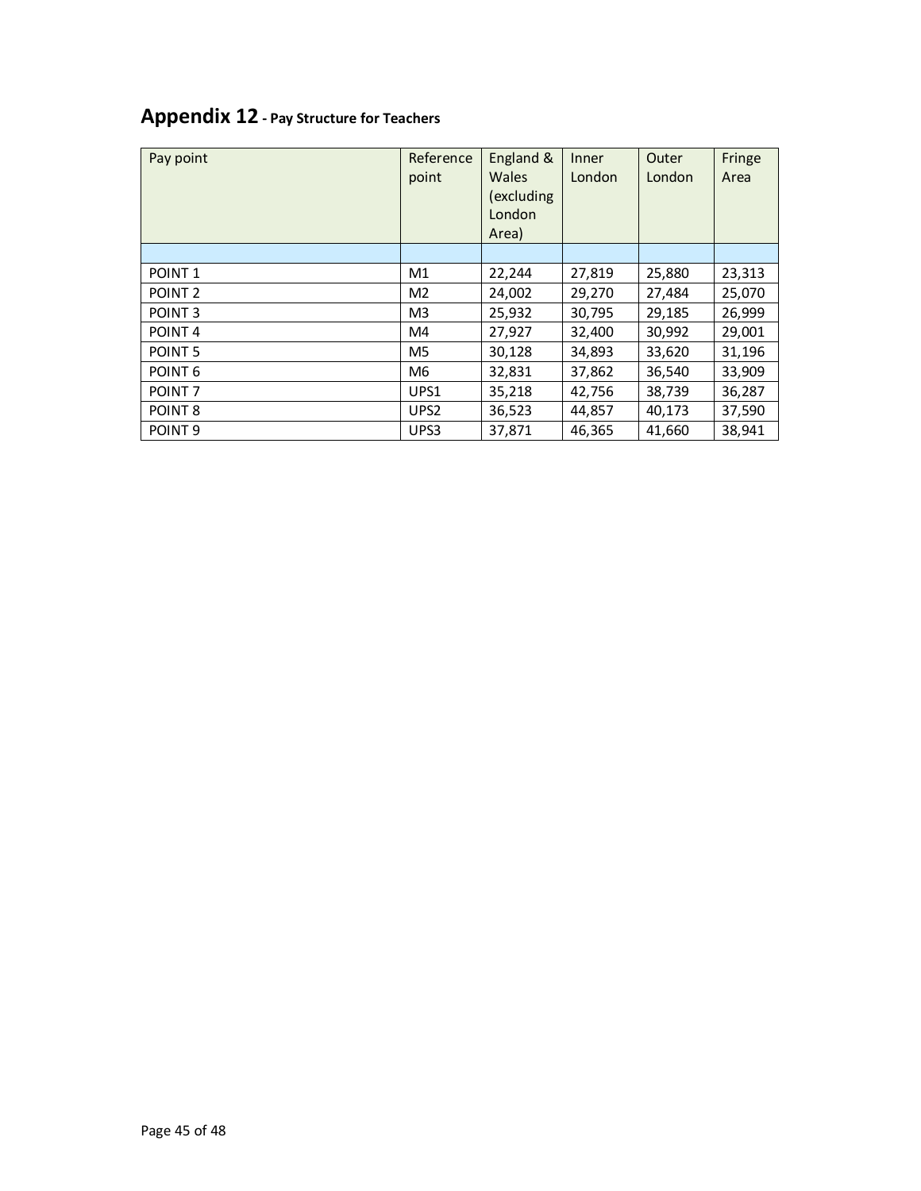## Appendix 12 - Pay Structure for Teachers

| Pay point | Reference point | England & Wales (excluding London Area) | Inner London | Outer London | Fringe Area |
|---|---|---|---|---|---|
| | | | | | |
| POINT 1 | M1 | 22,244 | 27,819 | 25,880 | 23,313 |
| POINT 2 | M2 | 24,002 | 29,270 | 27,484 | 25,070 |
| POINT 3 | M3 | 25,932 | 30,795 | 29,185 | 26,999 |
| POINT 4 | M4 | 27,927 | 32,400 | 30,992 | 29,001 |
| POINT 5 | M5 | 30,128 | 34,893 | 33,620 | 31,196 |
| POINT 6 | M6 | 32,831 | 37,862 | 36,540 | 33,909 |
| POINT 7 | UPS1 | 35,218 | 42,756 | 38,739 | 36,287 |
| POINT 8 | UPS2 | 36,523 | 44,857 | 40,173 | 37,590 |
| POINT 9 | UPS3 | 37,871 | 46,365 | 41,660 | 38,941 |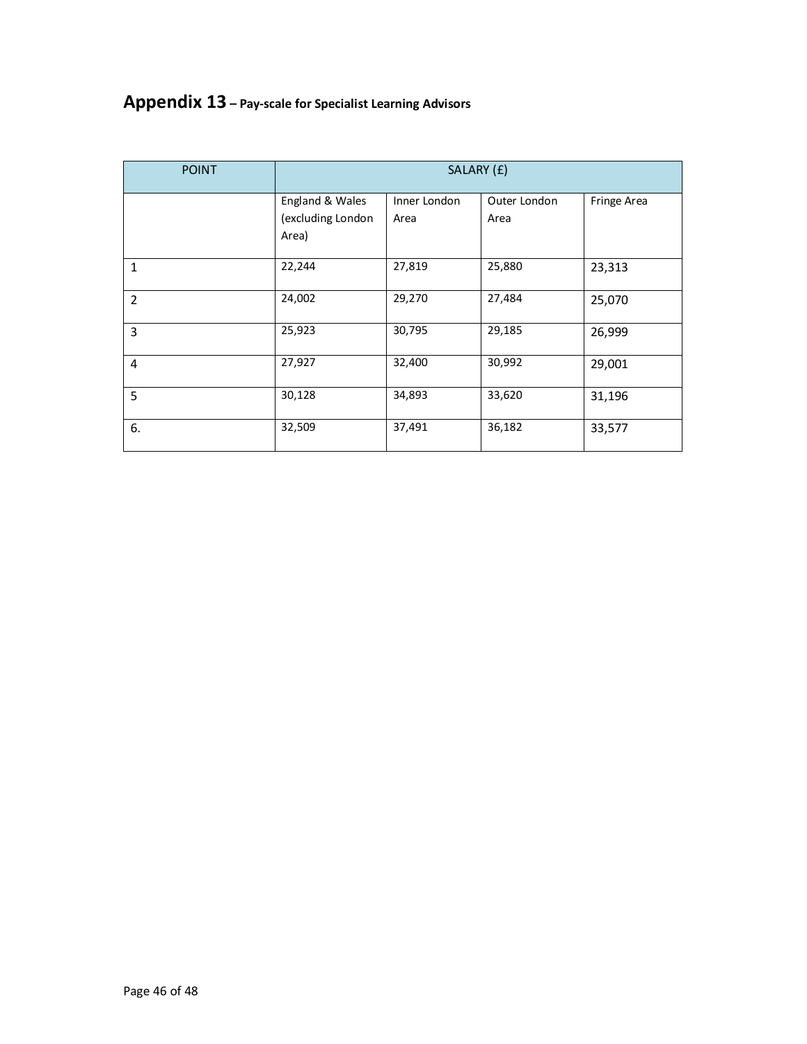# **Appendix 13** – Pay-scale for Specialist Learning Advisors

| POINT | SALARY (£) | | | |
|---|---|---|---|---|
| | England & Wales (excluding London Area) | Inner London Area | Outer London Area | Fringe Area |
| 1 | 22,244 | 27,819 | 25,880 | 23,313 |
| 2 | 24,002 | 29,270 | 27,484 | 25,070 |
| 3 | 25,923 | 30,795 | 29,185 | 26,999 |
| 4 | 27,927 | 32,400 | 30,992 | 29,001 |
| 5 | 30,128 | 34,893 | 33,620 | 31,196 |
| 6. | 32,509 | 37,491 | 36,182 | 33,577 |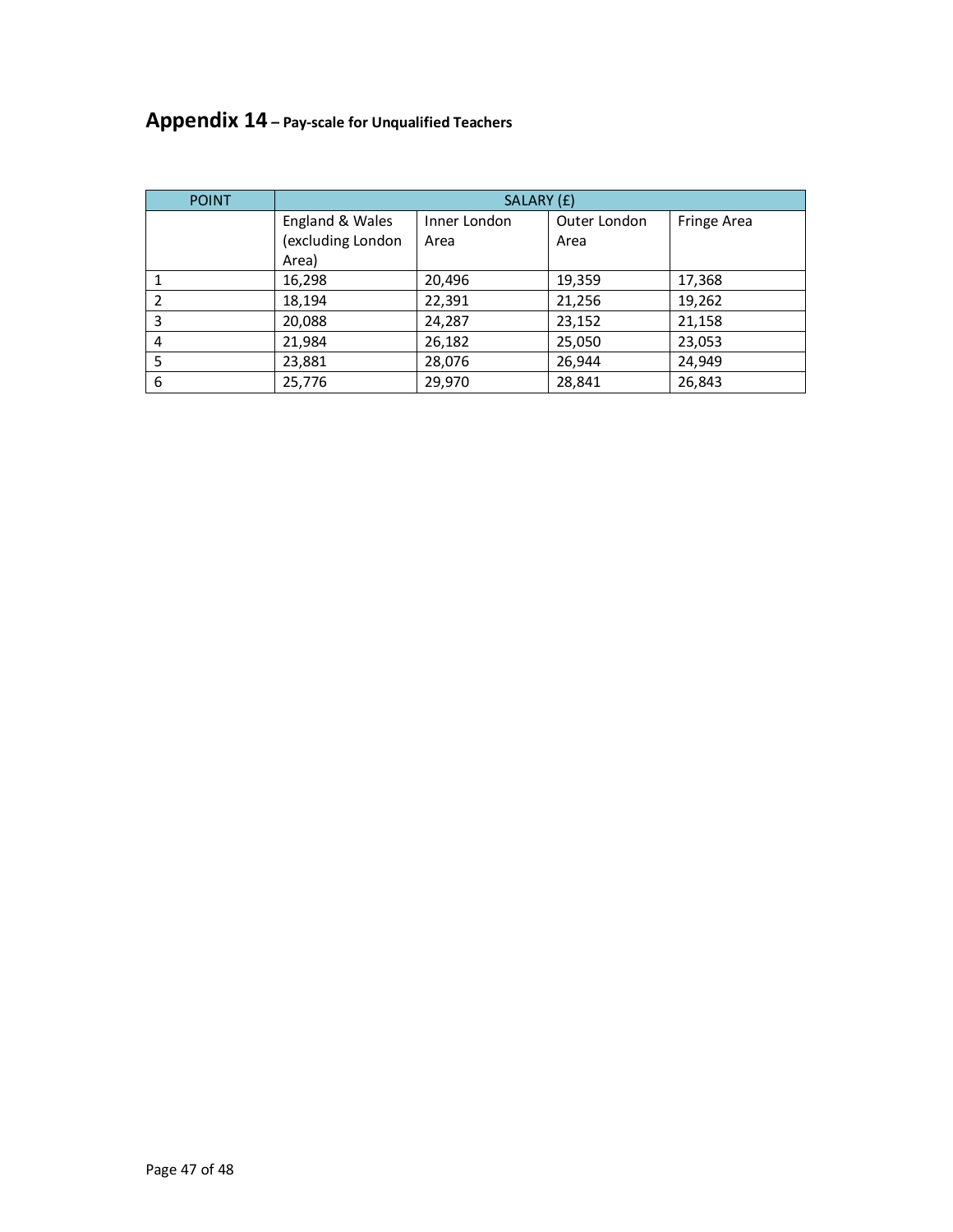# **Appendix 14 – Pay-scale for Unqualified Teachers**

| POINT | SALARY (£) | | | |
|---|---|---|---|---|
| | England & Wales (excluding London Area) | Inner London Area | Outer London Area | Fringe Area |
| 1 | 16,298 | 20,496 | 19,359 | 17,368 |
| 2 | 18,194 | 22,391 | 21,256 | 19,262 |
| 3 | 20,088 | 24,287 | 23,152 | 21,158 |
| 4 | 21,984 | 26,182 | 25,050 | 23,053 |
| 5 | 23,881 | 28,076 | 26,944 | 24,949 |
| 6 | 25,776 | 29,970 | 28,841 | 26,843 |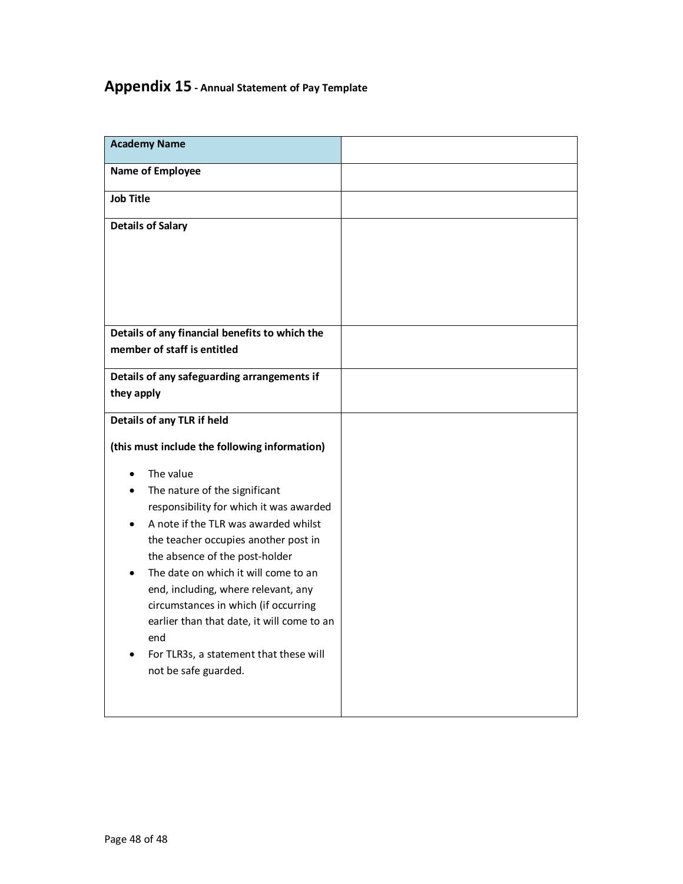## Appendix 15 - Annual Statement of Pay Template

| | |
|---|---|
| **Academy Name** | |
| **Name of Employee** | |
| **Job Title** | |
| **Details of Salary** | |
| **Details of any financial benefits to which the member of staff is entitled** | |
| **Details of any safeguarding arrangements if they apply** | |
| **Details of any TLR if held**<br><br>**(this must include the following information)**<br><br>• The value<br>• The nature of the significant responsibility for which it was awarded<br>• A note if the TLR was awarded whilst the teacher occupies another post in the absence of the post-holder<br>• The date on which it will come to an end, including, where relevant, any circumstances in which (if occurring earlier than that date, it will come to an end<br>• For TLR3s, a statement that these will not be safe guarded. | |